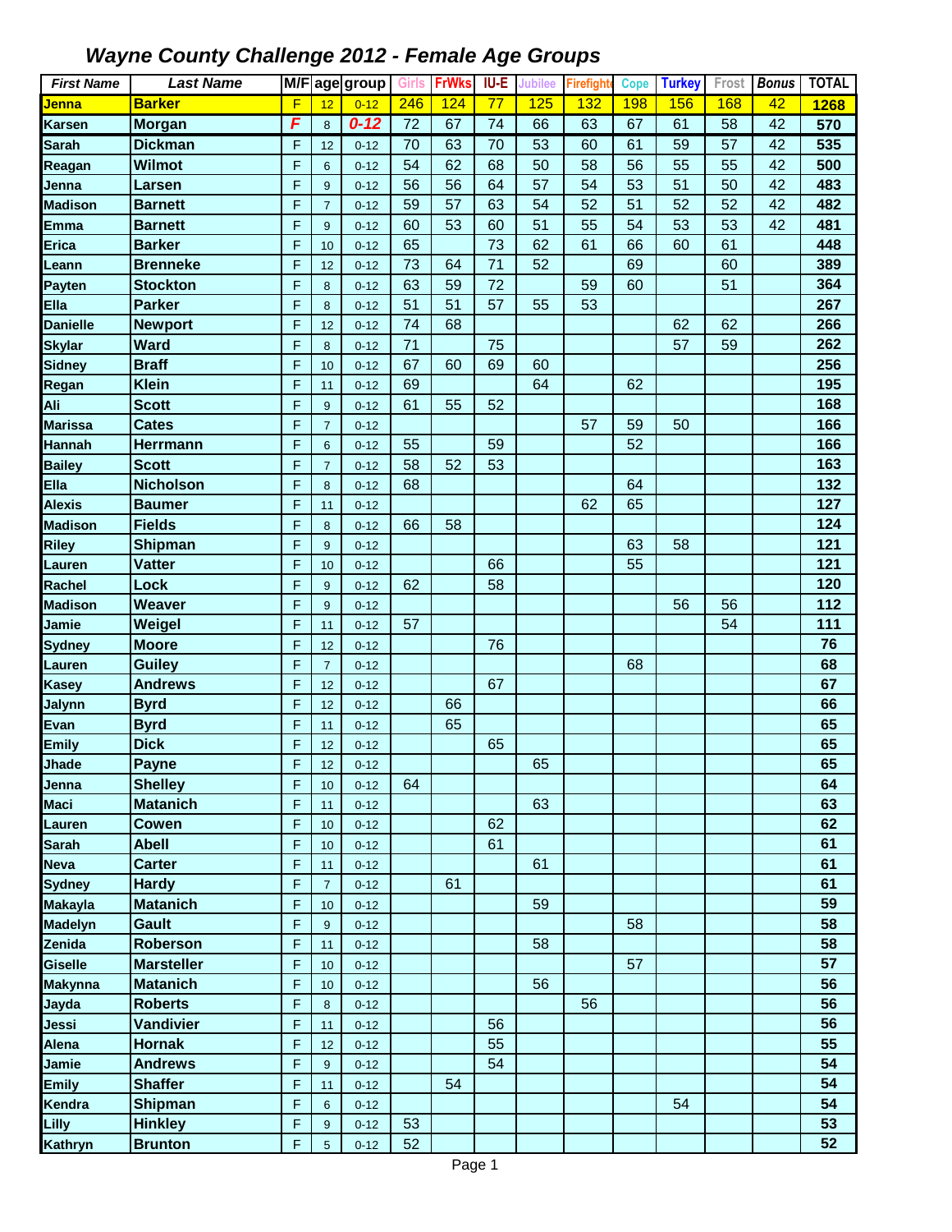# Wayne County Challenge 2012 - Female Age Groups

| First Name | Last Name | M/F | age | group | Girls | FrWks | IU-E | Jubilee | Firefighter | Cope | Turkey | Frost | Bonus | TOTAL |
|---|---|---|---|---|---|---|---|---|---|---|---|---|---|---|
| Jenna | Barker | F | 12 | 0-12 | 246 | 124 | 77 | 125 | 132 | 198 | 156 | 168 | 42 | 1268 |
| Karsen | Morgan | F | 8 | 0-12 | 72 | 67 | 74 | 66 | 63 | 67 | 61 | 58 | 42 | 570 |
| Sarah | Dickman | F | 12 | 0-12 | 70 | 63 | 70 | 53 | 60 | 61 | 59 | 57 | 42 | 535 |
| Reagan | Wilmot | F | 6 | 0-12 | 54 | 62 | 68 | 50 | 58 | 56 | 55 | 55 | 42 | 500 |
| Jenna | Larsen | F | 9 | 0-12 | 56 | 56 | 64 | 57 | 54 | 53 | 51 | 50 | 42 | 483 |
| Madison | Barnett | F | 7 | 0-12 | 59 | 57 | 63 | 54 | 52 | 51 | 52 | 52 | 42 | 482 |
| Emma | Barnett | F | 9 | 0-12 | 60 | 53 | 60 | 51 | 55 | 54 | 53 | 53 | 42 | 481 |
| Erica | Barker | F | 10 | 0-12 | 65 | | 73 | 62 | 61 | 66 | 60 | 61 | | 448 |
| Leann | Brenneke | F | 12 | 0-12 | 73 | 64 | 71 | 52 | | 69 | | 60 | | 389 |
| Payten | Stockton | F | 8 | 0-12 | 63 | 59 | 72 | | 59 | 60 | | 51 | | 364 |
| Ella | Parker | F | 8 | 0-12 | 51 | 51 | 57 | 55 | 53 | | | | | 267 |
| Danielle | Newport | F | 12 | 0-12 | 74 | 68 | | | | | 62 | 62 | | 266 |
| Skylar | Ward | F | 8 | 0-12 | 71 | | 75 | | | | 57 | 59 | | 262 |
| Sidney | Braff | F | 10 | 0-12 | 67 | 60 | 69 | 60 | | | | | | 256 |
| Regan | Klein | F | 11 | 0-12 | 69 | | | 64 | | 62 | | | | 195 |
| Ali | Scott | F | 9 | 0-12 | 61 | 55 | 52 | | | | | | | 168 |
| Marissa | Cates | F | 7 | 0-12 | | | | | 57 | 59 | 50 | | | 166 |
| Hannah | Herrmann | F | 6 | 0-12 | 55 | | 59 | | | 52 | | | | 166 |
| Bailey | Scott | F | 7 | 0-12 | 58 | 52 | 53 | | | | | | | 163 |
| Ella | Nicholson | F | 8 | 0-12 | 68 | | | | | 64 | | | | 132 |
| Alexis | Baumer | F | 11 | 0-12 | | | | | 62 | 65 | | | | 127 |
| Madison | Fields | F | 8 | 0-12 | 66 | 58 | | | | | | | | 124 |
| Riley | Shipman | F | 9 | 0-12 | | | | | | 63 | 58 | | | 121 |
| Lauren | Vatter | F | 10 | 0-12 | | | 66 | | | 55 | | | | 121 |
| Rachel | Lock | F | 9 | 0-12 | 62 | | 58 | | | | | | | 120 |
| Madison | Weaver | F | 9 | 0-12 | | | | | | | 56 | 56 | | 112 |
| Jamie | Weigel | F | 11 | 0-12 | 57 | | | | | | | 54 | | 111 |
| Sydney | Moore | F | 12 | 0-12 | | | 76 | | | | | | | 76 |
| Lauren | Guiley | F | 7 | 0-12 | | | | | | 68 | | | | 68 |
| Kasey | Andrews | F | 12 | 0-12 | | | 67 | | | | | | | 67 |
| Jalynn | Byrd | F | 12 | 0-12 | | 66 | | | | | | | | 66 |
| Evan | Byrd | F | 11 | 0-12 | | 65 | | | | | | | | 65 |
| Emily | Dick | F | 12 | 0-12 | | | 65 | | | | | | | 65 |
| Jhade | Payne | F | 12 | 0-12 | | | | 65 | | | | | | 65 |
| Jenna | Shelley | F | 10 | 0-12 | 64 | | | | | | | | | 64 |
| Maci | Matanich | F | 11 | 0-12 | | | | 63 | | | | | | 63 |
| Lauren | Cowen | F | 10 | 0-12 | | | 62 | | | | | | | 62 |
| Sarah | Abell | F | 10 | 0-12 | | | 61 | | | | | | | 61 |
| Neva | Carter | F | 11 | 0-12 | | | | 61 | | | | | | 61 |
| Sydney | Hardy | F | 7 | 0-12 | | 61 | | | | | | | | 61 |
| Makayla | Matanich | F | 10 | 0-12 | | | | 59 | | | | | | 59 |
| Madelyn | Gault | F | 9 | 0-12 | | | | | | 58 | | | | 58 |
| Zenida | Roberson | F | 11 | 0-12 | | | | 58 | | | | | | 58 |
| Giselle | Marsteller | F | 10 | 0-12 | | | | | | 57 | | | | 57 |
| Makynna | Matanich | F | 10 | 0-12 | | | | 56 | | | | | | 56 |
| Jayda | Roberts | F | 8 | 0-12 | | | | | 56 | | | | | 56 |
| Jessi | Vandivier | F | 11 | 0-12 | | | 56 | | | | | | | 56 |
| Alena | Hornak | F | 12 | 0-12 | | | 55 | | | | | | | 55 |
| Jamie | Andrews | F | 9 | 0-12 | | | 54 | | | | | | | 54 |
| Emily | Shaffer | F | 11 | 0-12 | | 54 | | | | | | | | 54 |
| Kendra | Shipman | F | 6 | 0-12 | | | | | | | 54 | | | 54 |
| Lilly | Hinkley | F | 9 | 0-12 | 53 | | | | | | | | | 53 |
| Kathryn | Brunton | F | 5 | 0-12 | 52 | | | | | | | | | 52 |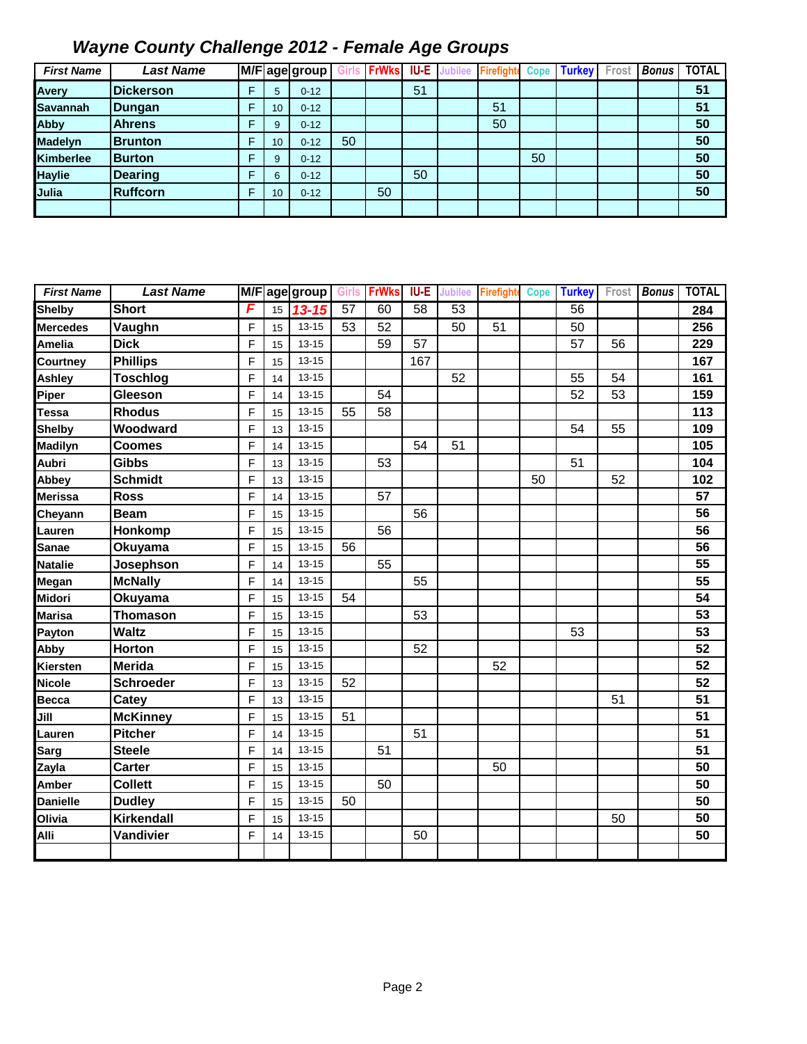# *Wayne County Challenge 2012 - Female Age Groups*

| First Name | Last Name | M/F | age | group | Girls | FrWks | IU-E | Jubilee | Firefighter | Cope | Turkey | Frost | Bonus | TOTAL |
|---|---|---|---|---|---|---|---|---|---|---|---|---|---|---|
| Avery | Dickerson | F | 5 | 0-12 | | | 51 | | | | | | | 51 |
| Savannah | Dungan | F | 10 | 0-12 | | | | | 51 | | | | | 51 |
| Abby | Ahrens | F | 9 | 0-12 | | | | | 50 | | | | | 50 |
| Madelyn | Brunton | F | 10 | 0-12 | 50 | | | | | | | | | 50 |
| Kimberlee | Burton | F | 9 | 0-12 | | | | | | 50 | | | | 50 |
| Haylie | Dearing | F | 6 | 0-12 | | | 50 | | | | | | | 50 |
| Julia | Ruffcorn | F | 10 | 0-12 | | 50 | | | | | | | | 50 |

| First Name | Last Name | M/F | age | group | Girls | FrWks | IU-E | Jubilee | Firefighter | Cope | Turkey | Frost | Bonus | TOTAL |
|---|---|---|---|---|---|---|---|---|---|---|---|---|---|---|
| Shelby | Short | F | 15 | 13-15 | 57 | 60 | 58 | 53 | | | 56 | | | 284 |
| Mercedes | Vaughn | F | 15 | 13-15 | 53 | 52 | | 50 | 51 | | 50 | | | 256 |
| Amelia | Dick | F | 15 | 13-15 | | 59 | 57 | | | | 57 | 56 | | 229 |
| Courtney | Phillips | F | 15 | 13-15 | | | 167 | | | | | | | 167 |
| Ashley | Toschlog | F | 14 | 13-15 | | | | 52 | | | 55 | 54 | | 161 |
| Piper | Gleeson | F | 14 | 13-15 | | 54 | | | | | 52 | 53 | | 159 |
| Tessa | Rhodus | F | 15 | 13-15 | 55 | 58 | | | | | | | | 113 |
| Shelby | Woodward | F | 13 | 13-15 | | | | | | | 54 | 55 | | 109 |
| Madilyn | Coomes | F | 14 | 13-15 | | | 54 | 51 | | | | | | 105 |
| Aubri | Gibbs | F | 13 | 13-15 | | 53 | | | | | 51 | | | 104 |
| Abbey | Schmidt | F | 13 | 13-15 | | | | | | 50 | | 52 | | 102 |
| Merissa | Ross | F | 14 | 13-15 | | 57 | | | | | | | | 57 |
| Cheyann | Beam | F | 15 | 13-15 | | | 56 | | | | | | | 56 |
| Lauren | Honkomp | F | 15 | 13-15 | | 56 | | | | | | | | 56 |
| Sanae | Okuyama | F | 15 | 13-15 | 56 | | | | | | | | | 56 |
| Natalie | Josephson | F | 14 | 13-15 | | 55 | | | | | | | | 55 |
| Megan | McNally | F | 14 | 13-15 | | | 55 | | | | | | | 55 |
| Midori | Okuyama | F | 15 | 13-15 | 54 | | | | | | | | | 54 |
| Marisa | Thomason | F | 15 | 13-15 | | | 53 | | | | | | | 53 |
| Payton | Waltz | F | 15 | 13-15 | | | | | | | 53 | | | 53 |
| Abby | Horton | F | 15 | 13-15 | | | 52 | | | | | | | 52 |
| Kiersten | Merida | F | 15 | 13-15 | | | | | 52 | | | | | 52 |
| Nicole | Schroeder | F | 13 | 13-15 | 52 | | | | | | | | | 52 |
| Becca | Catey | F | 13 | 13-15 | | | | | | | | 51 | | 51 |
| Jill | McKinney | F | 15 | 13-15 | 51 | | | | | | | | | 51 |
| Lauren | Pitcher | F | 14 | 13-15 | | | 51 | | | | | | | 51 |
| Sarg | Steele | F | 14 | 13-15 | | 51 | | | | | | | | 51 |
| Zayla | Carter | F | 15 | 13-15 | | | | | 50 | | | | | 50 |
| Amber | Collett | F | 15 | 13-15 | | 50 | | | | | | | | 50 |
| Danielle | Dudley | F | 15 | 13-15 | 50 | | | | | | | | | 50 |
| Olivia | Kirkendall | F | 15 | 13-15 | | | | | | | | 50 | | 50 |
| Alli | Vandivier | F | 14 | 13-15 | | | 50 | | | | | | | 50 |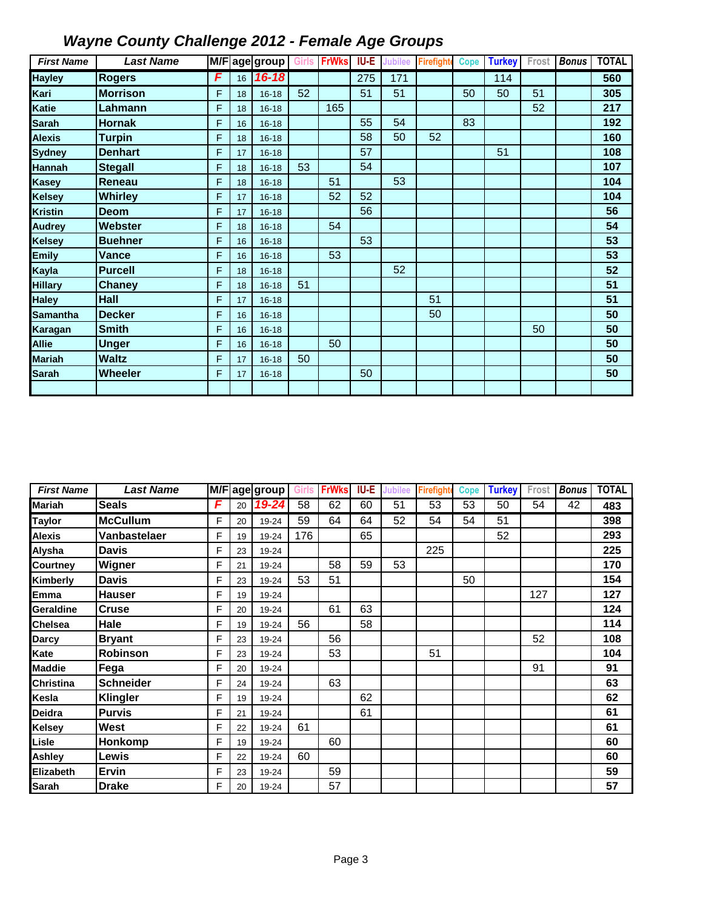# *Wayne County Challenge 2012 - Female Age Groups*

| First Name | Last Name | M/F | age | group | Girls | FrWks | IU-E | Jubilee | Firefighte | Cope | Turkey | Frost | Bonus | TOTAL |
|---|---|---|---|---|---|---|---|---|---|---|---|---|---|---|
| Hayley | Rogers | F | 16 | 16-18 | | | 275 | 171 | | | 114 | | | 560 |
| Kari | Morrison | F | 18 | 16-18 | 52 | | 51 | 51 | | 50 | 50 | 51 | | 305 |
| Katie | Lahmann | F | 18 | 16-18 | | 165 | | | | | | 52 | | 217 |
| Sarah | Hornak | F | 16 | 16-18 | | | 55 | 54 | | 83 | | | | 192 |
| Alexis | Turpin | F | 18 | 16-18 | | | 58 | 50 | 52 | | | | | 160 |
| Sydney | Denhart | F | 17 | 16-18 | | | 57 | | | | 51 | | | 108 |
| Hannah | Stegall | F | 18 | 16-18 | 53 | | 54 | | | | | | | 107 |
| Kasey | Reneau | F | 18 | 16-18 | | 51 | | 53 | | | | | | 104 |
| Kelsey | Whirley | F | 17 | 16-18 | | 52 | 52 | | | | | | | 104 |
| Kristin | Deom | F | 17 | 16-18 | | | 56 | | | | | | | 56 |
| Audrey | Webster | F | 18 | 16-18 | | 54 | | | | | | | | 54 |
| Kelsey | Buehner | F | 16 | 16-18 | | | 53 | | | | | | | 53 |
| Emily | Vance | F | 16 | 16-18 | | 53 | | | | | | | | 53 |
| Kayla | Purcell | F | 18 | 16-18 | | | | 52 | | | | | | 52 |
| Hillary | Chaney | F | 18 | 16-18 | 51 | | | | | | | | | 51 |
| Haley | Hall | F | 17 | 16-18 | | | | | 51 | | | | | 51 |
| Samantha | Decker | F | 16 | 16-18 | | | | | 50 | | | | | 50 |
| Karagan | Smith | F | 16 | 16-18 | | | | | | | | 50 | | 50 |
| Allie | Unger | F | 16 | 16-18 | | 50 | | | | | | | | 50 |
| Mariah | Waltz | F | 17 | 16-18 | 50 | | | | | | | | | 50 |
| Sarah | Wheeler | F | 17 | 16-18 | | | 50 | | | | | | | 50 |
| | | | | | | | | | | | | | | |

| First Name | Last Name | M/F | age | group | Girls | FrWks | IU-E | Jubilee | Firefighte | Cope | Turkey | Frost | Bonus | TOTAL |
|---|---|---|---|---|---|---|---|---|---|---|---|---|---|---|
| Mariah | Seals | F | 20 | 19-24 | 58 | 62 | 60 | 51 | 53 | 53 | 50 | 54 | 42 | 483 |
| Taylor | McCullum | F | 20 | 19-24 | 59 | 64 | 64 | 52 | 54 | 54 | 51 | | | 398 |
| Alexis | Vanbastelaer | F | 19 | 19-24 | 176 | | 65 | | | | 52 | | | 293 |
| Alysha | Davis | F | 23 | 19-24 | | | | | 225 | | | | | 225 |
| Courtney | Wigner | F | 21 | 19-24 | | 58 | 59 | 53 | | | | | | 170 |
| Kimberly | Davis | F | 23 | 19-24 | 53 | 51 | | | | 50 | | | | 154 |
| Emma | Hauser | F | 19 | 19-24 | | | | | | | | 127 | | 127 |
| Geraldine | Cruse | F | 20 | 19-24 | | 61 | 63 | | | | | | | 124 |
| Chelsea | Hale | F | 19 | 19-24 | 56 | | 58 | | | | | | | 114 |
| Darcy | Bryant | F | 23 | 19-24 | | 56 | | | | | | 52 | | 108 |
| Kate | Robinson | F | 23 | 19-24 | | 53 | | | 51 | | | | | 104 |
| Maddie | Fega | F | 20 | 19-24 | | | | | | | | 91 | | 91 |
| Christina | Schneider | F | 24 | 19-24 | | 63 | | | | | | | | 63 |
| Kesla | Klingler | F | 19 | 19-24 | | | 62 | | | | | | | 62 |
| Deidra | Purvis | F | 21 | 19-24 | | | 61 | | | | | | | 61 |
| Kelsey | West | F | 22 | 19-24 | 61 | | | | | | | | | 61 |
| Lisle | Honkomp | F | 19 | 19-24 | | 60 | | | | | | | | 60 |
| Ashley | Lewis | F | 22 | 19-24 | 60 | | | | | | | | | 60 |
| Elizabeth | Ervin | F | 23 | 19-24 | | 59 | | | | | | | | 59 |
| Sarah | Drake | F | 20 | 19-24 | | 57 | | | | | | | | 57 |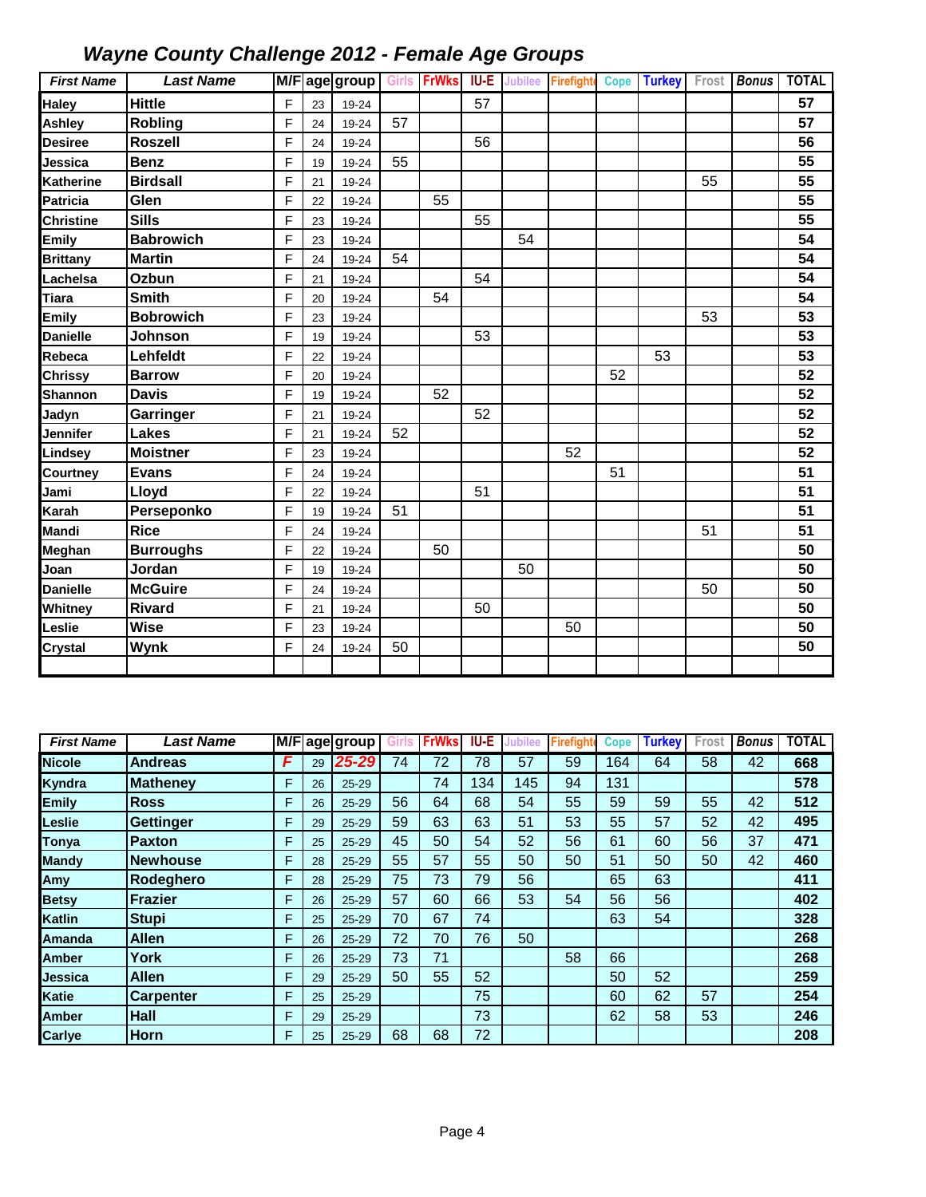## Wayne County Challenge 2012 - Female Age Groups

| First Name | Last Name | M/F | age | group | Girls | FrWks | IU-E | Jubilee | Firefighter | Cope | Turkey | Frost | Bonus | TOTAL |
|---|---|---|---|---|---|---|---|---|---|---|---|---|---|---|
| Haley | Hittle | F | 23 | 19-24 | | | 57 | | | | | | | 57 |
| Ashley | Robling | F | 24 | 19-24 | 57 | | | | | | | | | 57 |
| Desiree | Roszell | F | 24 | 19-24 | | | 56 | | | | | | | 56 |
| Jessica | Benz | F | 19 | 19-24 | 55 | | | | | | | | | 55 |
| Katherine | Birdsall | F | 21 | 19-24 | | | | | | | | 55 | | 55 |
| Patricia | Glen | F | 22 | 19-24 | | 55 | | | | | | | | 55 |
| Christine | Sills | F | 23 | 19-24 | | | 55 | | | | | | | 55 |
| Emily | Babrowich | F | 23 | 19-24 | | | | 54 | | | | | | 54 |
| Brittany | Martin | F | 24 | 19-24 | 54 | | | | | | | | | 54 |
| Lachelsa | Ozbun | F | 21 | 19-24 | | | 54 | | | | | | | 54 |
| Tiara | Smith | F | 20 | 19-24 | | 54 | | | | | | | | 54 |
| Emily | Bobrowich | F | 23 | 19-24 | | | | | | | | 53 | | 53 |
| Danielle | Johnson | F | 19 | 19-24 | | | 53 | | | | | | | 53 |
| Rebeca | Lehfeldt | F | 22 | 19-24 | | | | | | | 53 | | | 53 |
| Chrissy | Barrow | F | 20 | 19-24 | | | | | | 52 | | | | 52 |
| Shannon | Davis | F | 19 | 19-24 | | 52 | | | | | | | | 52 |
| Jadyn | Garringer | F | 21 | 19-24 | | | 52 | | | | | | | 52 |
| Jennifer | Lakes | F | 21 | 19-24 | 52 | | | | | | | | | 52 |
| Lindsey | Moistner | F | 23 | 19-24 | | | | | 52 | | | | | 52 |
| Courtney | Evans | F | 24 | 19-24 | | | | | | 51 | | | | 51 |
| Jami | Lloyd | F | 22 | 19-24 | | | 51 | | | | | | | 51 |
| Karah | Perseponko | F | 19 | 19-24 | 51 | | | | | | | | | 51 |
| Mandi | Rice | F | 24 | 19-24 | | | | | | | | 51 | | 51 |
| Meghan | Burroughs | F | 22 | 19-24 | | 50 | | | | | | | | 50 |
| Joan | Jordan | F | 19 | 19-24 | | | | 50 | | | | | | 50 |
| Danielle | McGuire | F | 24 | 19-24 | | | | | | | | 50 | | 50 |
| Whitney | Rivard | F | 21 | 19-24 | | | 50 | | | | | | | 50 |
| Leslie | Wise | F | 23 | 19-24 | | | | | 50 | | | | | 50 |
| Crystal | Wynk | F | 24 | 19-24 | 50 | | | | | | | | | 50 |

| First Name | Last Name | M/F | age | group | Girls | FrWks | IU-E | Jubilee | Firefighter | Cope | Turkey | Frost | Bonus | TOTAL |
|---|---|---|---|---|---|---|---|---|---|---|---|---|---|---|
| Nicole | Andreas | F | 29 | 25-29 | 74 | 72 | 78 | 57 | 59 | 164 | 64 | 58 | 42 | 668 |
| Kyndra | Matheney | F | 26 | 25-29 | | 74 | 134 | 145 | 94 | 131 | | | | 578 |
| Emily | Ross | F | 26 | 25-29 | 56 | 64 | 68 | 54 | 55 | 59 | 59 | 55 | 42 | 512 |
| Leslie | Gettinger | F | 29 | 25-29 | 59 | 63 | 63 | 51 | 53 | 55 | 57 | 52 | 42 | 495 |
| Tonya | Paxton | F | 25 | 25-29 | 45 | 50 | 54 | 52 | 56 | 61 | 60 | 56 | 37 | 471 |
| Mandy | Newhouse | F | 28 | 25-29 | 55 | 57 | 55 | 50 | 50 | 51 | 50 | 50 | 42 | 460 |
| Amy | Rodeghero | F | 28 | 25-29 | 75 | 73 | 79 | 56 | | 65 | 63 | | | 411 |
| Betsy | Frazier | F | 26 | 25-29 | 57 | 60 | 66 | 53 | 54 | 56 | 56 | | | 402 |
| Katlin | Stupi | F | 25 | 25-29 | 70 | 67 | 74 | | | 63 | 54 | | | 328 |
| Amanda | Allen | F | 26 | 25-29 | 72 | 70 | 76 | 50 | | | | | | 268 |
| Amber | York | F | 26 | 25-29 | 73 | 71 | | | 58 | 66 | | | | 268 |
| Jessica | Allen | F | 29 | 25-29 | 50 | 55 | 52 | | | 50 | 52 | | | 259 |
| Katie | Carpenter | F | 25 | 25-29 | | | 75 | | | 60 | 62 | 57 | | 254 |
| Amber | Hall | F | 29 | 25-29 | | | 73 | | | 62 | 58 | 53 | | 246 |
| Carlye | Horn | F | 25 | 25-29 | 68 | 68 | 72 | | | | | | | 208 |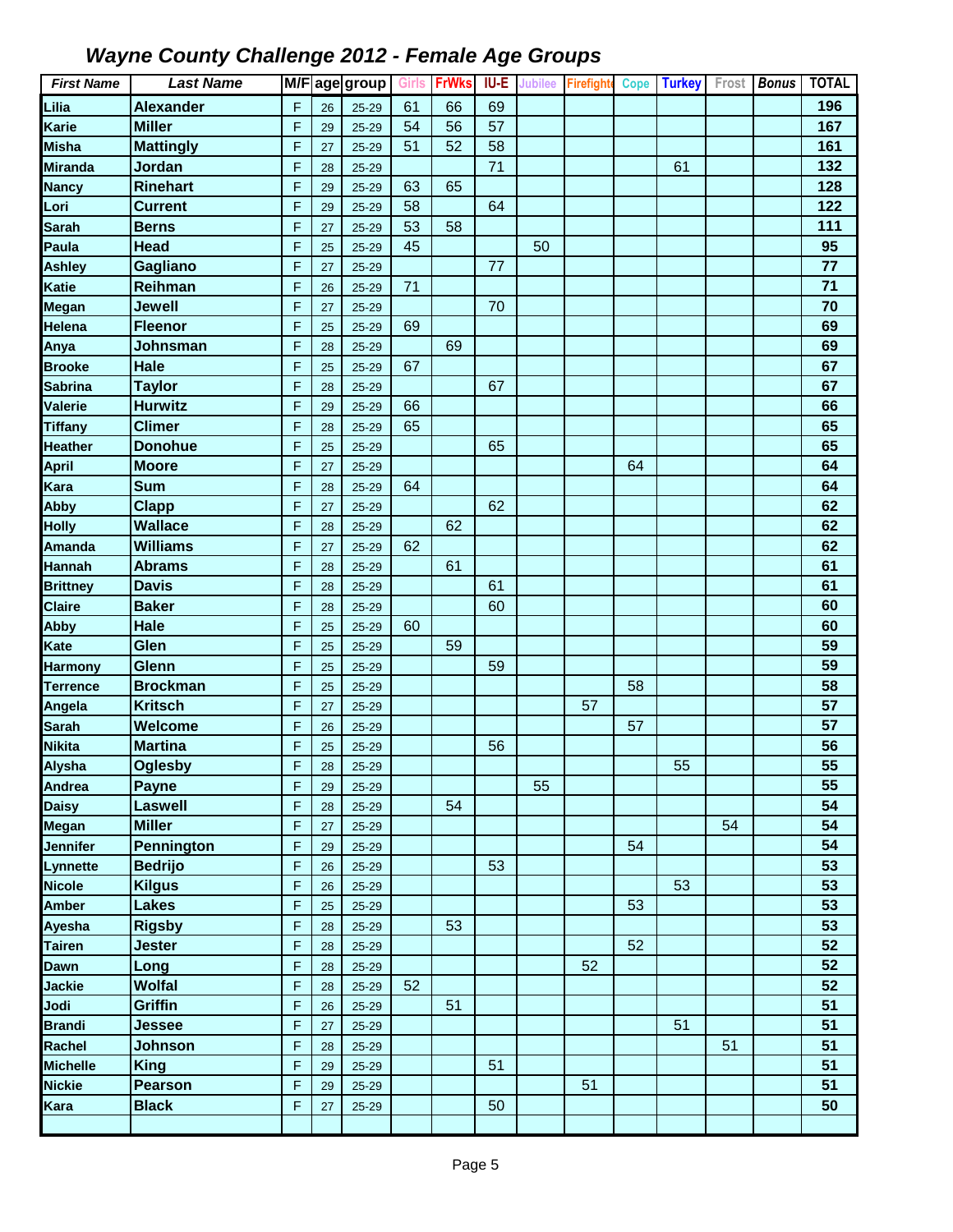## *Wayne County Challenge 2012 - Female Age Groups*

| *First Name* | *Last Name* | M/F | age | group | Girls | FrWks | IU-E | Jubilee | Firefighter | Cope | Turkey | Frost | *Bonus* | TOTAL |
|---|---|---|---|---|---|---|---|---|---|---|---|---|---|---|
| Lilia | Alexander | F | 26 | 25-29 | 61 | 66 | 69 | | | | | | | 196 |
| Karie | Miller | F | 29 | 25-29 | 54 | 56 | 57 | | | | | | | 167 |
| Misha | Mattingly | F | 27 | 25-29 | 51 | 52 | 58 | | | | | | | 161 |
| Miranda | Jordan | F | 28 | 25-29 | | | 71 | | | | 61 | | | 132 |
| Nancy | Rinehart | F | 29 | 25-29 | 63 | 65 | | | | | | | | 128 |
| Lori | Current | F | 29 | 25-29 | 58 | | 64 | | | | | | | 122 |
| Sarah | Berns | F | 27 | 25-29 | 53 | 58 | | | | | | | | 111 |
| Paula | Head | F | 25 | 25-29 | 45 | | | 50 | | | | | | 95 |
| Ashley | Gagliano | F | 27 | 25-29 | | | 77 | | | | | | | 77 |
| Katie | Reihman | F | 26 | 25-29 | 71 | | | | | | | | | 71 |
| Megan | Jewell | F | 27 | 25-29 | | | 70 | | | | | | | 70 |
| Helena | Fleenor | F | 25 | 25-29 | 69 | | | | | | | | | 69 |
| Anya | Johnsman | F | 28 | 25-29 | | 69 | | | | | | | | 69 |
| Brooke | Hale | F | 25 | 25-29 | 67 | | | | | | | | | 67 |
| Sabrina | Taylor | F | 28 | 25-29 | | | 67 | | | | | | | 67 |
| Valerie | Hurwitz | F | 29 | 25-29 | 66 | | | | | | | | | 66 |
| Tiffany | Climer | F | 28 | 25-29 | 65 | | | | | | | | | 65 |
| Heather | Donohue | F | 25 | 25-29 | | | 65 | | | | | | | 65 |
| April | Moore | F | 27 | 25-29 | | | | | | 64 | | | | 64 |
| Kara | Sum | F | 28 | 25-29 | 64 | | | | | | | | | 64 |
| Abby | Clapp | F | 27 | 25-29 | | | 62 | | | | | | | 62 |
| Holly | Wallace | F | 28 | 25-29 | | 62 | | | | | | | | 62 |
| Amanda | Williams | F | 27 | 25-29 | 62 | | | | | | | | | 62 |
| Hannah | Abrams | F | 28 | 25-29 | | 61 | | | | | | | | 61 |
| Brittney | Davis | F | 28 | 25-29 | | | 61 | | | | | | | 61 |
| Claire | Baker | F | 28 | 25-29 | | | 60 | | | | | | | 60 |
| Abby | Hale | F | 25 | 25-29 | 60 | | | | | | | | | 60 |
| Kate | Glen | F | 25 | 25-29 | | 59 | | | | | | | | 59 |
| Harmony | Glenn | F | 25 | 25-29 | | | 59 | | | | | | | 59 |
| Terrence | Brockman | F | 25 | 25-29 | | | | | | 58 | | | | 58 |
| Angela | Kritsch | F | 27 | 25-29 | | | | | 57 | | | | | 57 |
| Sarah | Welcome | F | 26 | 25-29 | | | | | | 57 | | | | 57 |
| Nikita | Martina | F | 25 | 25-29 | | | 56 | | | | | | | 56 |
| Alysha | Oglesby | F | 28 | 25-29 | | | | | | | 55 | | | 55 |
| Andrea | Payne | F | 29 | 25-29 | | | | 55 | | | | | | 55 |
| Daisy | Laswell | F | 28 | 25-29 | | 54 | | | | | | | | 54 |
| Megan | Miller | F | 27 | 25-29 | | | | | | | | 54 | | 54 |
| Jennifer | Pennington | F | 29 | 25-29 | | | | | | 54 | | | | 54 |
| Lynnette | Bedrijo | F | 26 | 25-29 | | | 53 | | | | | | | 53 |
| Nicole | Kilgus | F | 26 | 25-29 | | | | | | | 53 | | | 53 |
| Amber | Lakes | F | 25 | 25-29 | | | | | | 53 | | | | 53 |
| Ayesha | Rigsby | F | 28 | 25-29 | | 53 | | | | | | | | 53 |
| Tairen | Jester | F | 28 | 25-29 | | | | | | 52 | | | | 52 |
| Dawn | Long | F | 28 | 25-29 | | | | | 52 | | | | | 52 |
| Jackie | Wolfal | F | 28 | 25-29 | 52 | | | | | | | | | 52 |
| Jodi | Griffin | F | 26 | 25-29 | | 51 | | | | | | | | 51 |
| Brandi | Jessee | F | 27 | 25-29 | | | | | | | 51 | | | 51 |
| Rachel | Johnson | F | 28 | 25-29 | | | | | | | | 51 | | 51 |
| Michelle | King | F | 29 | 25-29 | | | 51 | | | | | | | 51 |
| Nickie | Pearson | F | 29 | 25-29 | | | | | 51 | | | | | 51 |
| Kara | Black | F | 27 | 25-29 | | | 50 | | | | | | | 50 |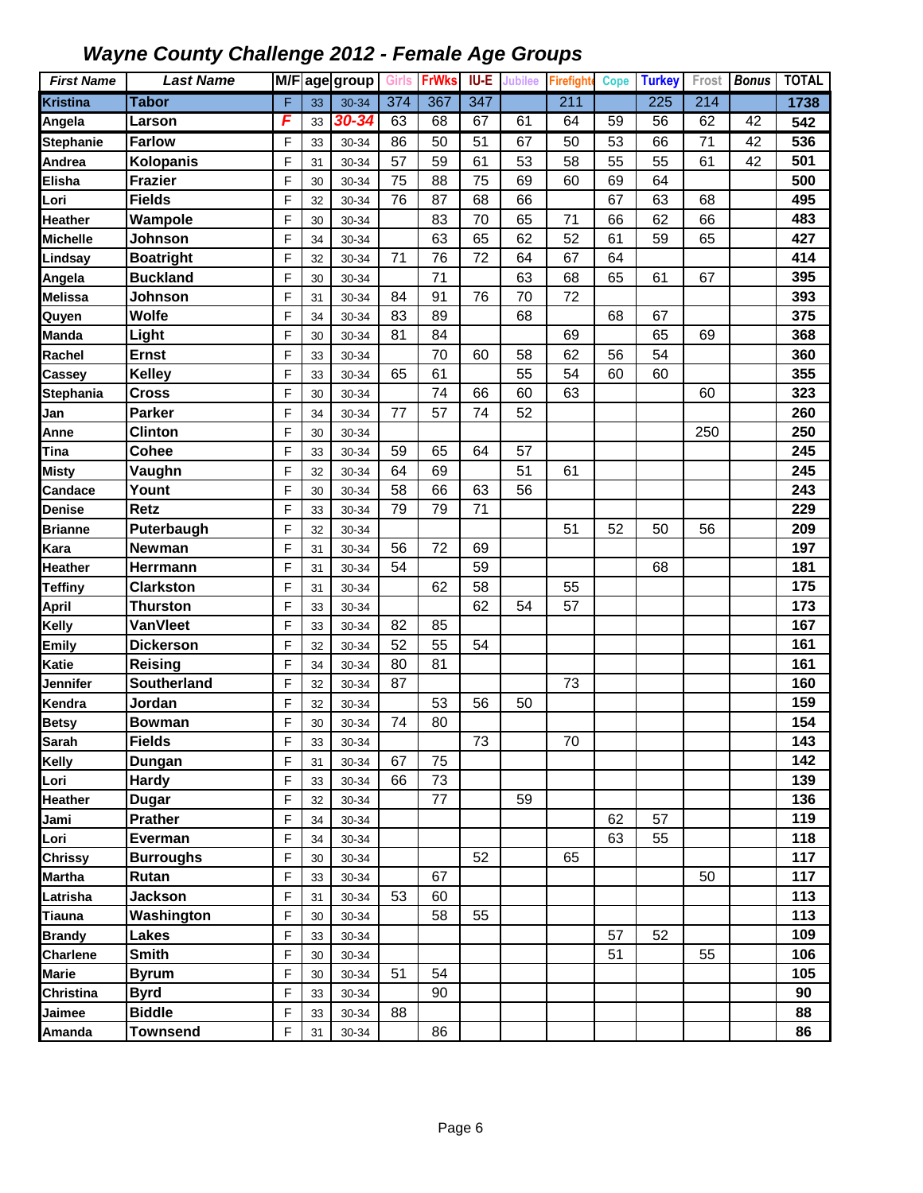# Wayne County Challenge 2012 - Female Age Groups

| First Name | Last Name | M/F | age | group | Girls | FrWks | IU-E | Jubilee | Firefighter | Cope | Turkey | Frost | Bonus | TOTAL |
|---|---|---|---|---|---|---|---|---|---|---|---|---|---|---|
| Kristina | Tabor | F | 33 | 30-34 | 374 | 367 | 347 | | 211 | | 225 | 214 | | 1738 |
| Angela | Larson | F | 33 | 30-34 | 63 | 68 | 67 | 61 | 64 | 59 | 56 | 62 | 42 | 542 |
| Stephanie | Farlow | F | 33 | 30-34 | 86 | 50 | 51 | 67 | 50 | 53 | 66 | 71 | 42 | 536 |
| Andrea | Kolopanis | F | 31 | 30-34 | 57 | 59 | 61 | 53 | 58 | 55 | 55 | 61 | 42 | 501 |
| Elisha | Frazier | F | 30 | 30-34 | 75 | 88 | 75 | 69 | 60 | 69 | 64 | | | 500 |
| Lori | Fields | F | 32 | 30-34 | 76 | 87 | 68 | 66 | | 67 | 63 | 68 | | 495 |
| Heather | Wampole | F | 30 | 30-34 | | 83 | 70 | 65 | 71 | 66 | 62 | 66 | | 483 |
| Michelle | Johnson | F | 34 | 30-34 | | 63 | 65 | 62 | 52 | 61 | 59 | 65 | | 427 |
| Lindsay | Boatright | F | 32 | 30-34 | 71 | 76 | 72 | 64 | 67 | 64 | | | | 414 |
| Angela | Buckland | F | 30 | 30-34 | | 71 | | 63 | 68 | 65 | 61 | 67 | | 395 |
| Melissa | Johnson | F | 31 | 30-34 | 84 | 91 | 76 | 70 | 72 | | | | | 393 |
| Quyen | Wolfe | F | 34 | 30-34 | 83 | 89 | | 68 | | 68 | 67 | | | 375 |
| Manda | Light | F | 30 | 30-34 | 81 | 84 | | | 69 | | 65 | 69 | | 368 |
| Rachel | Ernst | F | 33 | 30-34 | | 70 | 60 | 58 | 62 | 56 | 54 | | | 360 |
| Cassey | Kelley | F | 33 | 30-34 | 65 | 61 | | 55 | 54 | 60 | 60 | | | 355 |
| Stephania | Cross | F | 30 | 30-34 | | 74 | 66 | 60 | 63 | | | 60 | | 323 |
| Jan | Parker | F | 34 | 30-34 | 77 | 57 | 74 | 52 | | | | | | 260 |
| Anne | Clinton | F | 30 | 30-34 | | | | | | | | 250 | | 250 |
| Tina | Cohee | F | 33 | 30-34 | 59 | 65 | 64 | 57 | | | | | | 245 |
| Misty | Vaughn | F | 32 | 30-34 | 64 | 69 | | 51 | 61 | | | | | 245 |
| Candace | Yount | F | 30 | 30-34 | 58 | 66 | 63 | 56 | | | | | | 243 |
| Denise | Retz | F | 33 | 30-34 | 79 | 79 | 71 | | | | | | | 229 |
| Brianne | Puterbaugh | F | 32 | 30-34 | | | | | 51 | 52 | 50 | 56 | | 209 |
| Kara | Newman | F | 31 | 30-34 | 56 | 72 | 69 | | | | | | | 197 |
| Heather | Herrmann | F | 31 | 30-34 | 54 | | 59 | | | | 68 | | | 181 |
| Teffiny | Clarkston | F | 31 | 30-34 | | 62 | 58 | | 55 | | | | | 175 |
| April | Thurston | F | 33 | 30-34 | | | 62 | 54 | 57 | | | | | 173 |
| Kelly | VanVleet | F | 33 | 30-34 | 82 | 85 | | | | | | | | 167 |
| Emily | Dickerson | F | 32 | 30-34 | 52 | 55 | 54 | | | | | | | 161 |
| Katie | Reising | F | 34 | 30-34 | 80 | 81 | | | | | | | | 161 |
| Jennifer | Southerland | F | 32 | 30-34 | 87 | | | | 73 | | | | | 160 |
| Kendra | Jordan | F | 32 | 30-34 | | 53 | 56 | 50 | | | | | | 159 |
| Betsy | Bowman | F | 30 | 30-34 | 74 | 80 | | | | | | | | 154 |
| Sarah | Fields | F | 33 | 30-34 | | | 73 | | 70 | | | | | 143 |
| Kelly | Dungan | F | 31 | 30-34 | 67 | 75 | | | | | | | | 142 |
| Lori | Hardy | F | 33 | 30-34 | 66 | 73 | | | | | | | | 139 |
| Heather | Dugar | F | 32 | 30-34 | | 77 | | 59 | | | | | | 136 |
| Jami | Prather | F | 34 | 30-34 | | | | | | 62 | 57 | | | 119 |
| Lori | Everman | F | 34 | 30-34 | | | | | | 63 | 55 | | | 118 |
| Chrissy | Burroughs | F | 30 | 30-34 | | | 52 | | 65 | | | | | 117 |
| Martha | Rutan | F | 33 | 30-34 | | 67 | | | | | | 50 | | 117 |
| Latrisha | Jackson | F | 31 | 30-34 | 53 | 60 | | | | | | | | 113 |
| Tiauna | Washington | F | 30 | 30-34 | | 58 | 55 | | | | | | | 113 |
| Brandy | Lakes | F | 33 | 30-34 | | | | | | 57 | 52 | | | 109 |
| Charlene | Smith | F | 30 | 30-34 | | | | | | 51 | | 55 | | 106 |
| Marie | Byrum | F | 30 | 30-34 | 51 | 54 | | | | | | | | 105 |
| Christina | Byrd | F | 33 | 30-34 | | 90 | | | | | | | | 90 |
| Jaimee | Biddle | F | 33 | 30-34 | 88 | | | | | | | | | 88 |
| Amanda | Townsend | F | 31 | 30-34 | | 86 | | | | | | | | 86 |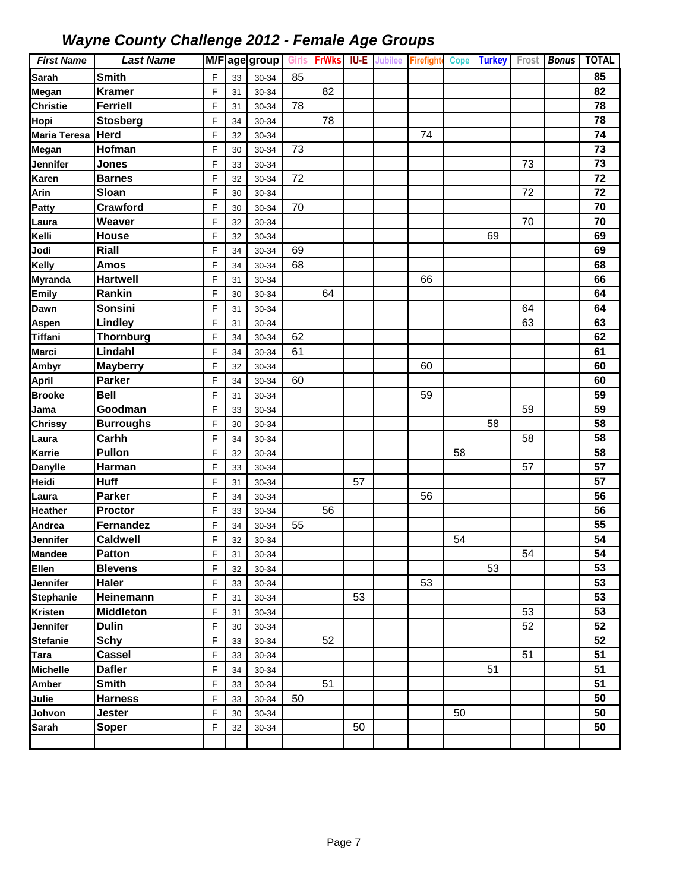## *Wayne County Challenge 2012 - Female Age Groups*

| First Name | Last Name | M/F | age | group | Girls | FrWks | IU-E | Jubilee | Firefighte | Cope | Turkey | Frost | Bonus | TOTAL |
|---|---|---|---|---|---|---|---|---|---|---|---|---|---|---|
| Sarah | Smith | F | 33 | 30-34 | 85 | | | | | | | | | 85 |
| Megan | Kramer | F | 31 | 30-34 | | 82 | | | | | | | | 82 |
| Christie | Ferriell | F | 31 | 30-34 | 78 | | | | | | | | | 78 |
| Hopi | Stosberg | F | 34 | 30-34 | | 78 | | | | | | | | 78 |
| Maria Teresa | Herd | F | 32 | 30-34 | | | | | 74 | | | | | 74 |
| Megan | Hofman | F | 30 | 30-34 | 73 | | | | | | | | | 73 |
| Jennifer | Jones | F | 33 | 30-34 | | | | | | | | 73 | | 73 |
| Karen | Barnes | F | 32 | 30-34 | 72 | | | | | | | | | 72 |
| Arin | Sloan | F | 30 | 30-34 | | | | | | | | 72 | | 72 |
| Patty | Crawford | F | 30 | 30-34 | 70 | | | | | | | | | 70 |
| Laura | Weaver | F | 32 | 30-34 | | | | | | | | 70 | | 70 |
| Kelli | House | F | 32 | 30-34 | | | | | | | 69 | | | 69 |
| Jodi | Riall | F | 34 | 30-34 | 69 | | | | | | | | | 69 |
| Kelly | Amos | F | 34 | 30-34 | 68 | | | | | | | | | 68 |
| Myranda | Hartwell | F | 31 | 30-34 | | | | | 66 | | | | | 66 |
| Emily | Rankin | F | 30 | 30-34 | | 64 | | | | | | | | 64 |
| Dawn | Sonsini | F | 31 | 30-34 | | | | | | | | 64 | | 64 |
| Aspen | Lindley | F | 31 | 30-34 | | | | | | | | 63 | | 63 |
| Tiffani | Thornburg | F | 34 | 30-34 | 62 | | | | | | | | | 62 |
| Marci | Lindahl | F | 34 | 30-34 | 61 | | | | | | | | | 61 |
| Ambyr | Mayberry | F | 32 | 30-34 | | | | | 60 | | | | | 60 |
| April | Parker | F | 34 | 30-34 | 60 | | | | | | | | | 60 |
| Brooke | Bell | F | 31 | 30-34 | | | | | 59 | | | | | 59 |
| Jama | Goodman | F | 33 | 30-34 | | | | | | | | 59 | | 59 |
| Chrissy | Burroughs | F | 30 | 30-34 | | | | | | | 58 | | | 58 |
| Laura | Carhh | F | 34 | 30-34 | | | | | | | | 58 | | 58 |
| Karrie | Pullon | F | 32 | 30-34 | | | | | | 58 | | | | 58 |
| Danylle | Harman | F | 33 | 30-34 | | | | | | | | 57 | | 57 |
| Heidi | Huff | F | 31 | 30-34 | | | 57 | | | | | | | 57 |
| Laura | Parker | F | 34 | 30-34 | | | | | 56 | | | | | 56 |
| Heather | Proctor | F | 33 | 30-34 | | 56 | | | | | | | | 56 |
| Andrea | Fernandez | F | 34 | 30-34 | 55 | | | | | | | | | 55 |
| Jennifer | Caldwell | F | 32 | 30-34 | | | | | | 54 | | | | 54 |
| Mandee | Patton | F | 31 | 30-34 | | | | | | | | 54 | | 54 |
| Ellen | Blevens | F | 32 | 30-34 | | | | | | | 53 | | | 53 |
| Jennifer | Haler | F | 33 | 30-34 | | | | | 53 | | | | | 53 |
| Stephanie | Heinemann | F | 31 | 30-34 | | | 53 | | | | | | | 53 |
| Kristen | Middleton | F | 31 | 30-34 | | | | | | | | 53 | | 53 |
| Jennifer | Dulin | F | 30 | 30-34 | | | | | | | | 52 | | 52 |
| Stefanie | Schy | F | 33 | 30-34 | | 52 | | | | | | | | 52 |
| Tara | Cassel | F | 33 | 30-34 | | | | | | | | 51 | | 51 |
| Michelle | Dafler | F | 34 | 30-34 | | | | | | | 51 | | | 51 |
| Amber | Smith | F | 33 | 30-34 | | 51 | | | | | | | | 51 |
| Julie | Harness | F | 33 | 30-34 | 50 | | | | | | | | | 50 |
| Johvon | Jester | F | 30 | 30-34 | | | | | | 50 | | | | 50 |
| Sarah | Soper | F | 32 | 30-34 | | | 50 | | | | | | | 50 |
| | | | | | | | | | | | | | | |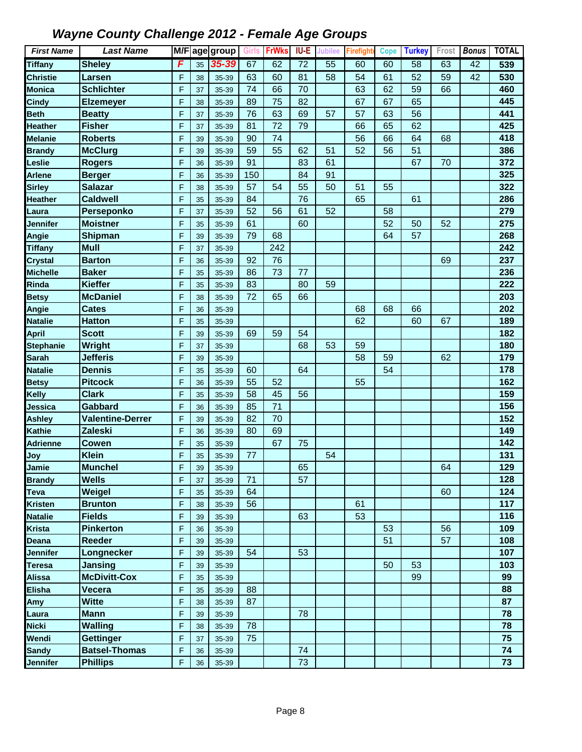## *Wayne County Challenge 2012 - Female Age Groups*

| First Name | Last Name | M/F | age | group | Girls | FrWks | IU-E | Jubilee | Firefighte | Cope | Turkey | Frost | Bonus | TOTAL |
|---|---|---|---|---|---|---|---|---|---|---|---|---|---|---|
| Tiffany | Sheley | F | 35 | 35-39 | 67 | 62 | 72 | 55 | 60 | 60 | 58 | 63 | 42 | 539 |
| Christie | Larsen | F | 38 | 35-39 | 63 | 60 | 81 | 58 | 54 | 61 | 52 | 59 | 42 | 530 |
| Monica | Schlichter | F | 37 | 35-39 | 74 | 66 | 70 | | 63 | 62 | 59 | 66 | | 460 |
| Cindy | Elzemeyer | F | 38 | 35-39 | 89 | 75 | 82 | | 67 | 67 | 65 | | | 445 |
| Beth | Beatty | F | 37 | 35-39 | 76 | 63 | 69 | 57 | 57 | 63 | 56 | | | 441 |
| Heather | Fisher | F | 37 | 35-39 | 81 | 72 | 79 | | 66 | 65 | 62 | | | 425 |
| Melanie | Roberts | F | 39 | 35-39 | 90 | 74 | | | 56 | 66 | 64 | 68 | | 418 |
| Brandy | McClurg | F | 39 | 35-39 | 59 | 55 | 62 | 51 | 52 | 56 | 51 | | | 386 |
| Leslie | Rogers | F | 36 | 35-39 | 91 | | 83 | 61 | | | 67 | 70 | | 372 |
| Arlene | Berger | F | 36 | 35-39 | 150 | | 84 | 91 | | | | | | 325 |
| Sirley | Salazar | F | 38 | 35-39 | 57 | 54 | 55 | 50 | 51 | 55 | | | | 322 |
| Heather | Caldwell | F | 35 | 35-39 | 84 | | 76 | | 65 | | 61 | | | 286 |
| Laura | Perseponko | F | 37 | 35-39 | 52 | 56 | 61 | 52 | | 58 | | | | 279 |
| Jennifer | Moistner | F | 35 | 35-39 | 61 | | 60 | | | 52 | 50 | 52 | | 275 |
| Angie | Shipman | F | 39 | 35-39 | 79 | 68 | | | | 64 | 57 | | | 268 |
| Tiffany | Mull | F | 37 | 35-39 | | 242 | | | | | | | | 242 |
| Crystal | Barton | F | 36 | 35-39 | 92 | 76 | | | | | | 69 | | 237 |
| Michelle | Baker | F | 35 | 35-39 | 86 | 73 | 77 | | | | | | | 236 |
| Rinda | Kieffer | F | 35 | 35-39 | 83 | | 80 | 59 | | | | | | 222 |
| Betsy | McDaniel | F | 38 | 35-39 | 72 | 65 | 66 | | | | | | | 203 |
| Angie | Cates | F | 36 | 35-39 | | | | | 68 | 68 | 66 | | | 202 |
| Natalie | Hatton | F | 35 | 35-39 | | | | | 62 | | 60 | 67 | | 189 |
| April | Scott | F | 39 | 35-39 | 69 | 59 | 54 | | | | | | | 182 |
| Stephanie | Wright | F | 37 | 35-39 | | | 68 | 53 | 59 | | | | | 180 |
| Sarah | Jefferis | F | 39 | 35-39 | | | | | 58 | 59 | | 62 | | 179 |
| Natalie | Dennis | F | 35 | 35-39 | 60 | | 64 | | | 54 | | | | 178 |
| Betsy | Pitcock | F | 36 | 35-39 | 55 | 52 | | | 55 | | | | | 162 |
| Kelly | Clark | F | 35 | 35-39 | 58 | 45 | 56 | | | | | | | 159 |
| Jessica | Gabbard | F | 36 | 35-39 | 85 | 71 | | | | | | | | 156 |
| Ashley | Valentine-Derrer | F | 39 | 35-39 | 82 | 70 | | | | | | | | 152 |
| Kathie | Zaleski | F | 36 | 35-39 | 80 | 69 | | | | | | | | 149 |
| Adrienne | Cowen | F | 35 | 35-39 | | 67 | 75 | | | | | | | 142 |
| Joy | Klein | F | 35 | 35-39 | 77 | | | 54 | | | | | | 131 |
| Jamie | Munchel | F | 39 | 35-39 | | | 65 | | | | | 64 | | 129 |
| Brandy | Wells | F | 37 | 35-39 | 71 | | 57 | | | | | | | 128 |
| Teva | Weigel | F | 35 | 35-39 | 64 | | | | | | | 60 | | 124 |
| Kristen | Brunton | F | 38 | 35-39 | 56 | | | | 61 | | | | | 117 |
| Natalie | Fields | F | 39 | 35-39 | | | 63 | | 53 | | | | | 116 |
| Krista | Pinkerton | F | 36 | 35-39 | | | | | | 53 | | 56 | | 109 |
| Deana | Reeder | F | 39 | 35-39 | | | | | | 51 | | 57 | | 108 |
| Jennifer | Longnecker | F | 39 | 35-39 | 54 | | 53 | | | | | | | 107 |
| Teresa | Jansing | F | 39 | 35-39 | | | | | | 50 | 53 | | | 103 |
| Alissa | McDivitt-Cox | F | 35 | 35-39 | | | | | | | 99 | | | 99 |
| Elisha | Vecera | F | 35 | 35-39 | 88 | | | | | | | | | 88 |
| Amy | Witte | F | 38 | 35-39 | 87 | | | | | | | | | 87 |
| Laura | Mann | F | 39 | 35-39 | | | 78 | | | | | | | 78 |
| Nicki | Walling | F | 38 | 35-39 | 78 | | | | | | | | | 78 |
| Wendi | Gettinger | F | 37 | 35-39 | 75 | | | | | | | | | 75 |
| Sandy | Batsel-Thomas | F | 36 | 35-39 | | | 74 | | | | | | | 74 |
| Jennifer | Phillips | F | 36 | 35-39 | | | 73 | | | | | | | 73 |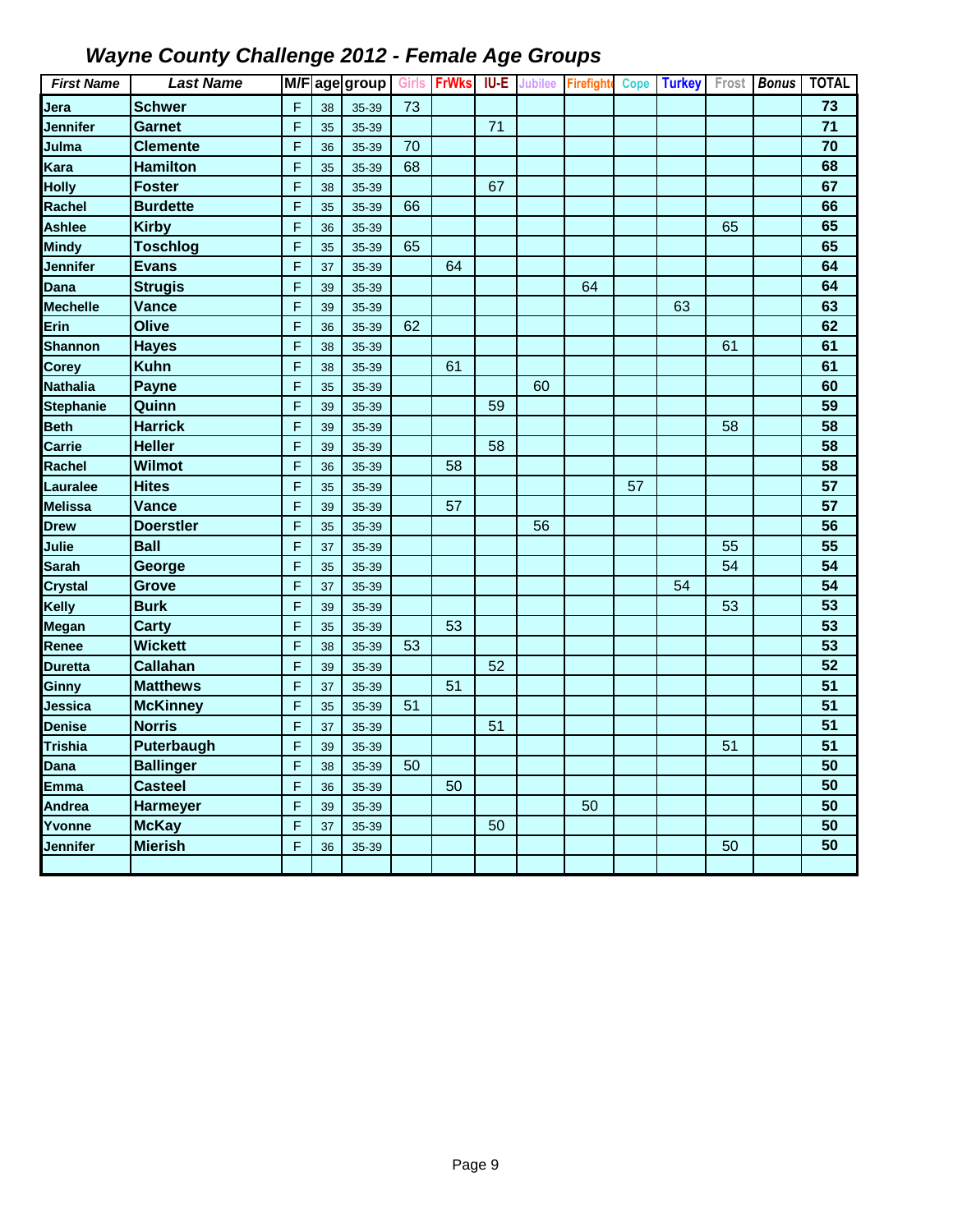# *Wayne County Challenge 2012 - Female Age Groups*

| *First Name* | *Last Name* | M/F | age | group | Girls | FrWks | IU-E | Jubilee | Firefight | Cope | Turkey | Frost | *Bonus* | TOTAL |
|---|---|---|---|---|---|---|---|---|---|---|---|---|---|---|
| **Jera** | **Schwer** | F | 38 | 35-39 | 73 | | | | | | | | | **73** |
| **Jennifer** | **Garnet** | F | 35 | 35-39 | | | 71 | | | | | | | **71** |
| **Julma** | **Clemente** | F | 36 | 35-39 | 70 | | | | | | | | | **70** |
| **Kara** | **Hamilton** | F | 35 | 35-39 | 68 | | | | | | | | | **68** |
| **Holly** | **Foster** | F | 38 | 35-39 | | | 67 | | | | | | | **67** |
| **Rachel** | **Burdette** | F | 35 | 35-39 | 66 | | | | | | | | | **66** |
| **Ashlee** | **Kirby** | F | 36 | 35-39 | | | | | | | | 65 | | **65** |
| **Mindy** | **Toschlog** | F | 35 | 35-39 | 65 | | | | | | | | | **65** |
| **Jennifer** | **Evans** | F | 37 | 35-39 | | 64 | | | | | | | | **64** |
| **Dana** | **Strugis** | F | 39 | 35-39 | | | | | 64 | | | | | **64** |
| **Mechelle** | **Vance** | F | 39 | 35-39 | | | | | | | 63 | | | **63** |
| **Erin** | **Olive** | F | 36 | 35-39 | 62 | | | | | | | | | **62** |
| **Shannon** | **Hayes** | F | 38 | 35-39 | | | | | | | | 61 | | **61** |
| **Corey** | **Kuhn** | F | 38 | 35-39 | | 61 | | | | | | | | **61** |
| **Nathalia** | **Payne** | F | 35 | 35-39 | | | | 60 | | | | | | **60** |
| **Stephanie** | **Quinn** | F | 39 | 35-39 | | | 59 | | | | | | | **59** |
| **Beth** | **Harrick** | F | 39 | 35-39 | | | | | | | | 58 | | **58** |
| **Carrie** | **Heller** | F | 39 | 35-39 | | | 58 | | | | | | | **58** |
| **Rachel** | **Wilmot** | F | 36 | 35-39 | | 58 | | | | | | | | **58** |
| **Lauralee** | **Hites** | F | 35 | 35-39 | | | | | | 57 | | | | **57** |
| **Melissa** | **Vance** | F | 39 | 35-39 | | 57 | | | | | | | | **57** |
| **Drew** | **Doerstler** | F | 35 | 35-39 | | | | 56 | | | | | | **56** |
| **Julie** | **Ball** | F | 37 | 35-39 | | | | | | | | 55 | | **55** |
| **Sarah** | **George** | F | 35 | 35-39 | | | | | | | | 54 | | **54** |
| **Crystal** | **Grove** | F | 37 | 35-39 | | | | | | | 54 | | | **54** |
| **Kelly** | **Burk** | F | 39 | 35-39 | | | | | | | | 53 | | **53** |
| **Megan** | **Carty** | F | 35 | 35-39 | | 53 | | | | | | | | **53** |
| **Renee** | **Wickett** | F | 38 | 35-39 | 53 | | | | | | | | | **53** |
| **Duretta** | **Callahan** | F | 39 | 35-39 | | | 52 | | | | | | | **52** |
| **Ginny** | **Matthews** | F | 37 | 35-39 | | 51 | | | | | | | | **51** |
| **Jessica** | **McKinney** | F | 35 | 35-39 | 51 | | | | | | | | | **51** |
| **Denise** | **Norris** | F | 37 | 35-39 | | | 51 | | | | | | | **51** |
| **Trishia** | **Puterbaugh** | F | 39 | 35-39 | | | | | | | | 51 | | **51** |
| **Dana** | **Ballinger** | F | 38 | 35-39 | 50 | | | | | | | | | **50** |
| **Emma** | **Casteel** | F | 36 | 35-39 | | 50 | | | | | | | | **50** |
| **Andrea** | **Harmeyer** | F | 39 | 35-39 | | | | | 50 | | | | | **50** |
| **Yvonne** | **McKay** | F | 37 | 35-39 | | | 50 | | | | | | | **50** |
| **Jennifer** | **Mierish** | F | 36 | 35-39 | | | | | | | | 50 | | **50** |
| | | | | | | | | | | | | | | |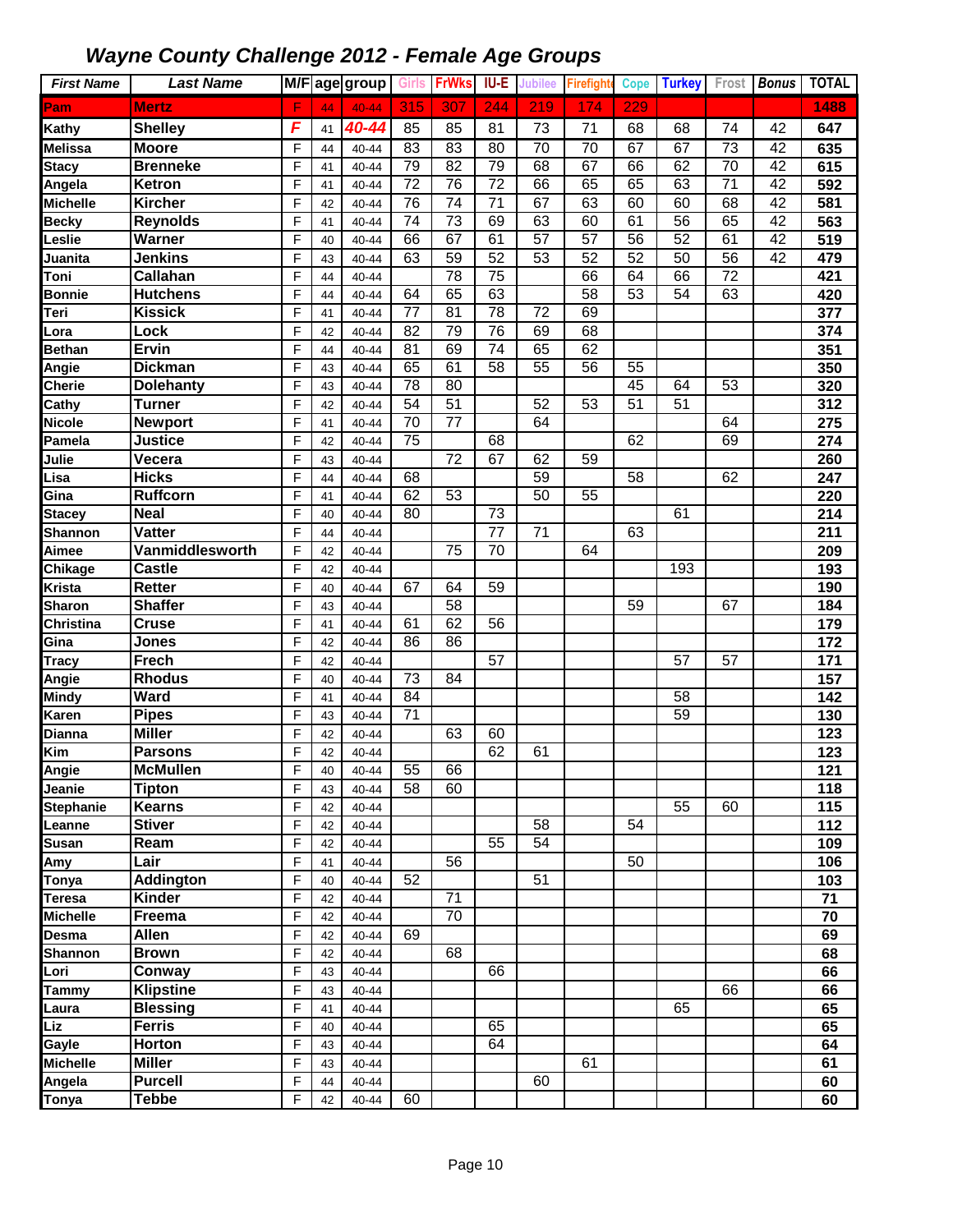# Wayne County Challenge 2012 - Female Age Groups

| First Name | Last Name | M/F | age | group | Girls | FrWks | IU-E | Jubilee | Firefighte | Cope | Turkey | Frost | Bonus | TOTAL |
|---|---|---|---|---|---|---|---|---|---|---|---|---|---|---|
| Pam | Mertz | F | 44 | 40-44 | 315 | 307 | 244 | 219 | 174 | 229 | | | | 1488 |
| Kathy | Shelley | F | 41 | 40-44 | 85 | 85 | 81 | 73 | 71 | 68 | 68 | 74 | 42 | 647 |
| Melissa | Moore | F | 44 | 40-44 | 83 | 83 | 80 | 70 | 70 | 67 | 67 | 73 | 42 | 635 |
| Stacy | Brenneke | F | 41 | 40-44 | 79 | 82 | 79 | 68 | 67 | 66 | 62 | 70 | 42 | 615 |
| Angela | Ketron | F | 41 | 40-44 | 72 | 76 | 72 | 66 | 65 | 65 | 63 | 71 | 42 | 592 |
| Michelle | Kircher | F | 42 | 40-44 | 76 | 74 | 71 | 67 | 63 | 60 | 60 | 68 | 42 | 581 |
| Becky | Reynolds | F | 41 | 40-44 | 74 | 73 | 69 | 63 | 60 | 61 | 56 | 65 | 42 | 563 |
| Leslie | Warner | F | 40 | 40-44 | 66 | 67 | 61 | 57 | 57 | 56 | 52 | 61 | 42 | 519 |
| Juanita | Jenkins | F | 43 | 40-44 | 63 | 59 | 52 | 53 | 52 | 52 | 50 | 56 | 42 | 479 |
| Toni | Callahan | F | 44 | 40-44 | | 78 | 75 | | 66 | 64 | 66 | 72 | | 421 |
| Bonnie | Hutchens | F | 44 | 40-44 | 64 | 65 | 63 | | 58 | 53 | 54 | 63 | | 420 |
| Teri | Kissick | F | 41 | 40-44 | 77 | 81 | 78 | 72 | 69 | | | | | 377 |
| Lora | Lock | F | 42 | 40-44 | 82 | 79 | 76 | 69 | 68 | | | | | 374 |
| Bethan | Ervin | F | 44 | 40-44 | 81 | 69 | 74 | 65 | 62 | | | | | 351 |
| Angie | Dickman | F | 43 | 40-44 | 65 | 61 | 58 | 55 | 56 | 55 | | | | 350 |
| Cherie | Dolehanty | F | 43 | 40-44 | 78 | 80 | | | | 45 | 64 | 53 | | 320 |
| Cathy | Turner | F | 42 | 40-44 | 54 | 51 | | 52 | 53 | 51 | 51 | | | 312 |
| Nicole | Newport | F | 41 | 40-44 | 70 | 77 | | 64 | | | | 64 | | 275 |
| Pamela | Justice | F | 42 | 40-44 | 75 | | 68 | | | 62 | | 69 | | 274 |
| Julie | Vecera | F | 43 | 40-44 | | 72 | 67 | 62 | 59 | | | | | 260 |
| Lisa | Hicks | F | 44 | 40-44 | 68 | | | 59 | | 58 | | 62 | | 247 |
| Gina | Ruffcorn | F | 41 | 40-44 | 62 | 53 | | 50 | 55 | | | | | 220 |
| Stacey | Neal | F | 40 | 40-44 | 80 | | 73 | | | | 61 | | | 214 |
| Shannon | Vatter | F | 44 | 40-44 | | | 77 | 71 | | 63 | | | | 211 |
| Aimee | Vanmiddlesworth | F | 42 | 40-44 | | 75 | 70 | | 64 | | | | | 209 |
| Chikage | Castle | F | 42 | 40-44 | | | | | | | 193 | | | 193 |
| Krista | Retter | F | 40 | 40-44 | 67 | 64 | 59 | | | | | | | 190 |
| Sharon | Shaffer | F | 43 | 40-44 | | 58 | | | | 59 | | 67 | | 184 |
| Christina | Cruse | F | 41 | 40-44 | 61 | 62 | 56 | | | | | | | 179 |
| Gina | Jones | F | 42 | 40-44 | 86 | 86 | | | | | | | | 172 |
| Tracy | Frech | F | 42 | 40-44 | | | 57 | | | | 57 | 57 | | 171 |
| Angie | Rhodus | F | 40 | 40-44 | 73 | 84 | | | | | | | | 157 |
| Mindy | Ward | F | 41 | 40-44 | 84 | | | | | | 58 | | | 142 |
| Karen | Pipes | F | 43 | 40-44 | 71 | | | | | | 59 | | | 130 |
| Dianna | Miller | F | 42 | 40-44 | | 63 | 60 | | | | | | | 123 |
| Kim | Parsons | F | 42 | 40-44 | | | 62 | 61 | | | | | | 123 |
| Angie | McMullen | F | 40 | 40-44 | 55 | 66 | | | | | | | | 121 |
| Jeanie | Tipton | F | 43 | 40-44 | 58 | 60 | | | | | | | | 118 |
| Stephanie | Kearns | F | 42 | 40-44 | | | | | | | 55 | 60 | | 115 |
| Leanne | Stiver | F | 42 | 40-44 | | | | 58 | | 54 | | | | 112 |
| Susan | Ream | F | 42 | 40-44 | | | 55 | 54 | | | | | | 109 |
| Amy | Lair | F | 41 | 40-44 | | 56 | | | | 50 | | | | 106 |
| Tonya | Addington | F | 40 | 40-44 | 52 | | | 51 | | | | | | 103 |
| Teresa | Kinder | F | 42 | 40-44 | | 71 | | | | | | | | 71 |
| Michelle | Freema | F | 42 | 40-44 | | 70 | | | | | | | | 70 |
| Desma | Allen | F | 42 | 40-44 | 69 | | | | | | | | | 69 |
| Shannon | Brown | F | 42 | 40-44 | | 68 | | | | | | | | 68 |
| Lori | Conway | F | 43 | 40-44 | | | 66 | | | | | | | 66 |
| Tammy | Klipstine | F | 43 | 40-44 | | | | | | | | 66 | | 66 |
| Laura | Blessing | F | 41 | 40-44 | | | | | | | 65 | | | 65 |
| Liz | Ferris | F | 40 | 40-44 | | | 65 | | | | | | | 65 |
| Gayle | Horton | F | 43 | 40-44 | | | 64 | | | | | | | 64 |
| Michelle | Miller | F | 43 | 40-44 | | | | | 61 | | | | | 61 |
| Angela | Purcell | F | 44 | 40-44 | | | | 60 | | | | | | 60 |
| Tonya | Tebbe | F | 42 | 40-44 | 60 | | | | | | | | | 60 |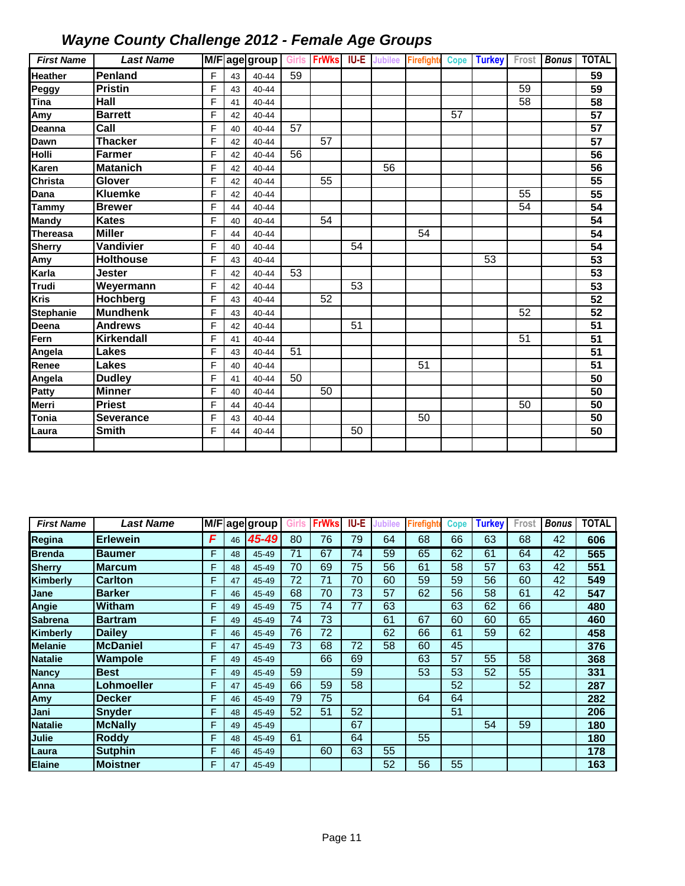# Wayne County Challenge 2012 - Female Age Groups

| First Name | Last Name | M/F | age | group | Girls | FrWks | IU-E | Jubilee | Firefight | Cope | Turkey | Frost | Bonus | TOTAL |
|---|---|---|---|---|---|---|---|---|---|---|---|---|---|---|
| Heather | Penland | F | 43 | 40-44 | 59 | | | | | | | | | 59 |
| Peggy | Pristin | F | 43 | 40-44 | | | | | | | | 59 | | 59 |
| Tina | Hall | F | 41 | 40-44 | | | | | | | | 58 | | 58 |
| Amy | Barrett | F | 42 | 40-44 | | | | | | 57 | | | | 57 |
| Deanna | Call | F | 40 | 40-44 | 57 | | | | | | | | | 57 |
| Dawn | Thacker | F | 42 | 40-44 | | 57 | | | | | | | | 57 |
| Holli | Farmer | F | 42 | 40-44 | 56 | | | | | | | | | 56 |
| Karen | Matanich | F | 42 | 40-44 | | | | 56 | | | | | | 56 |
| Christa | Glover | F | 42 | 40-44 | | 55 | | | | | | | | 55 |
| Dana | Kluemke | F | 42 | 40-44 | | | | | | | | 55 | | 55 |
| Tammy | Brewer | F | 44 | 40-44 | | | | | | | | 54 | | 54 |
| Mandy | Kates | F | 40 | 40-44 | | 54 | | | | | | | | 54 |
| Thereasa | Miller | F | 44 | 40-44 | | | | | 54 | | | | | 54 |
| Sherry | Vandivier | F | 40 | 40-44 | | | 54 | | | | | | | 54 |
| Amy | Holthouse | F | 43 | 40-44 | | | | | | | 53 | | | 53 |
| Karla | Jester | F | 42 | 40-44 | 53 | | | | | | | | | 53 |
| Trudi | Weyermann | F | 42 | 40-44 | | | 53 | | | | | | | 53 |
| Kris | Hochberg | F | 43 | 40-44 | | 52 | | | | | | | | 52 |
| Stephanie | Mundhenk | F | 43 | 40-44 | | | | | | | | 52 | | 52 |
| Deena | Andrews | F | 42 | 40-44 | | | 51 | | | | | | | 51 |
| Fern | Kirkendall | F | 41 | 40-44 | | | | | | | | 51 | | 51 |
| Angela | Lakes | F | 43 | 40-44 | 51 | | | | | | | | | 51 |
| Renee | Lakes | F | 40 | 40-44 | | | | | 51 | | | | | 51 |
| Angela | Dudley | F | 41 | 40-44 | 50 | | | | | | | | | 50 |
| Patty | Minner | F | 40 | 40-44 | | 50 | | | | | | | | 50 |
| Merri | Priest | F | 44 | 40-44 | | | | | | | | 50 | | 50 |
| Tonia | Severance | F | 43 | 40-44 | | | | | 50 | | | | | 50 |
| Laura | Smith | F | 44 | 40-44 | | | 50 | | | | | | | 50 |

| First Name | Last Name | M/F | age | group | Girls | FrWks | IU-E | Jubilee | Firefight | Cope | Turkey | Frost | Bonus | TOTAL |
|---|---|---|---|---|---|---|---|---|---|---|---|---|---|---|
| Regina | Erlewein | F | 46 | 45-49 | 80 | 76 | 79 | 64 | 68 | 66 | 63 | 68 | 42 | 606 |
| Brenda | Baumer | F | 48 | 45-49 | 71 | 67 | 74 | 59 | 65 | 62 | 61 | 64 | 42 | 565 |
| Sherry | Marcum | F | 48 | 45-49 | 70 | 69 | 75 | 56 | 61 | 58 | 57 | 63 | 42 | 551 |
| Kimberly | Carlton | F | 47 | 45-49 | 72 | 71 | 70 | 60 | 59 | 59 | 56 | 60 | 42 | 549 |
| Jane | Barker | F | 46 | 45-49 | 68 | 70 | 73 | 57 | 62 | 56 | 58 | 61 | 42 | 547 |
| Angie | Witham | F | 49 | 45-49 | 75 | 74 | 77 | 63 | | 63 | 62 | 66 | | 480 |
| Sabrena | Bartram | F | 49 | 45-49 | 74 | 73 | | 61 | 67 | 60 | 60 | 65 | | 460 |
| Kimberly | Dailey | F | 46 | 45-49 | 76 | 72 | | 62 | 66 | 61 | 59 | 62 | | 458 |
| Melanie | McDaniel | F | 47 | 45-49 | 73 | 68 | 72 | 58 | 60 | 45 | | | | 376 |
| Natalie | Wampole | F | 49 | 45-49 | | 66 | 69 | | 63 | 57 | 55 | 58 | | 368 |
| Nancy | Best | F | 49 | 45-49 | 59 | | 59 | | 53 | 53 | 52 | 55 | | 331 |
| Anna | Lohmoeller | F | 47 | 45-49 | 66 | 59 | 58 | | | 52 | | 52 | | 287 |
| Amy | Decker | F | 46 | 45-49 | 79 | 75 | | | 64 | 64 | | | | 282 |
| Jani | Snyder | F | 48 | 45-49 | 52 | 51 | 52 | | | 51 | | | | 206 |
| Natalie | McNally | F | 49 | 45-49 | | | 67 | | | | 54 | 59 | | 180 |
| Julie | Roddy | F | 48 | 45-49 | 61 | | 64 | | 55 | | | | | 180 |
| Laura | Sutphin | F | 46 | 45-49 | | 60 | 63 | 55 | | | | | | 178 |
| Elaine | Moistner | F | 47 | 45-49 | | | | 52 | 56 | 55 | | | | 163 |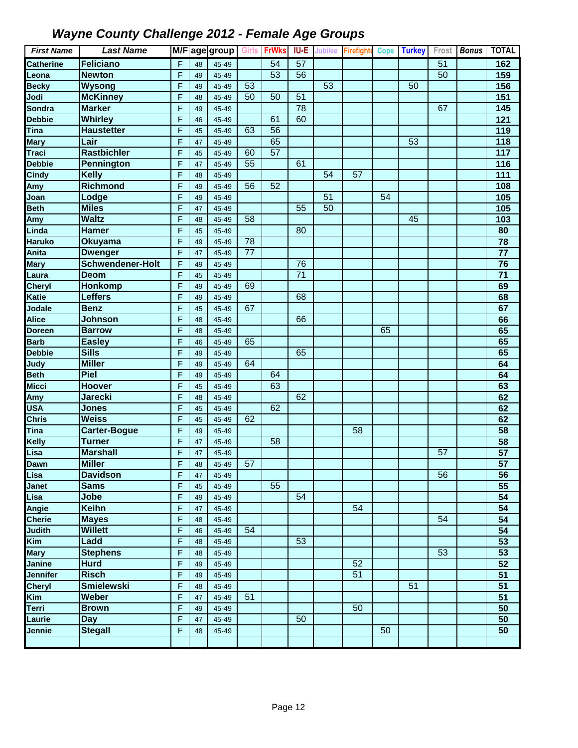# Wayne County Challenge 2012 - Female Age Groups

| First Name | Last Name | M/F | age | group | Girls | FrWks | IU-E | Jubilee | Firefighter | Cope | Turkey | Frost | Bonus | TOTAL |
|---|---|---|---|---|---|---|---|---|---|---|---|---|---|---|
| Catherine | Feliciano | F | 48 | 45-49 | | 54 | 57 | | | | | 51 | | 162 |
| Leona | Newton | F | 49 | 45-49 | | 53 | 56 | | | | | 50 | | 159 |
| Becky | Wysong | F | 49 | 45-49 | 53 | | | 53 | | | 50 | | | 156 |
| Jodi | McKinney | F | 48 | 45-49 | 50 | 50 | 51 | | | | | | | 151 |
| Sondra | Marker | F | 49 | 45-49 | | | 78 | | | | | 67 | | 145 |
| Debbie | Whirley | F | 46 | 45-49 | | 61 | 60 | | | | | | | 121 |
| Tina | Haustetter | F | 45 | 45-49 | 63 | 56 | | | | | | | | 119 |
| Mary | Lair | F | 47 | 45-49 | | 65 | | | | | 53 | | | 118 |
| Traci | Rastbichler | F | 45 | 45-49 | 60 | 57 | | | | | | | | 117 |
| Debbie | Pennington | F | 47 | 45-49 | 55 | | 61 | | | | | | | 116 |
| Cindy | Kelly | F | 48 | 45-49 | | | | 54 | 57 | | | | | 111 |
| Amy | Richmond | F | 49 | 45-49 | 56 | 52 | | | | | | | | 108 |
| Joan | Lodge | F | 49 | 45-49 | | | | 51 | | 54 | | | | 105 |
| Beth | Miles | F | 47 | 45-49 | | | 55 | 50 | | | | | | 105 |
| Amy | Waltz | F | 48 | 45-49 | 58 | | | | | | 45 | | | 103 |
| Linda | Hamer | F | 45 | 45-49 | | | 80 | | | | | | | 80 |
| Haruko | Okuyama | F | 49 | 45-49 | 78 | | | | | | | | | 78 |
| Anita | Dwenger | F | 47 | 45-49 | 77 | | | | | | | | | 77 |
| Mary | Schwendener-Holt | F | 49 | 45-49 | | | 76 | | | | | | | 76 |
| Laura | Deom | F | 45 | 45-49 | | | 71 | | | | | | | 71 |
| Cheryl | Honkomp | F | 49 | 45-49 | 69 | | | | | | | | | 69 |
| Katie | Leffers | F | 49 | 45-49 | | | 68 | | | | | | | 68 |
| Jodale | Benz | F | 45 | 45-49 | 67 | | | | | | | | | 67 |
| Alice | Johnson | F | 48 | 45-49 | | | 66 | | | | | | | 66 |
| Doreen | Barrow | F | 48 | 45-49 | | | | | | 65 | | | | 65 |
| Barb | Easley | F | 46 | 45-49 | 65 | | | | | | | | | 65 |
| Debbie | Sills | F | 49 | 45-49 | | | 65 | | | | | | | 65 |
| Judy | Miller | F | 49 | 45-49 | 64 | | | | | | | | | 64 |
| Beth | Piel | F | 49 | 45-49 | | 64 | | | | | | | | 64 |
| Micci | Hoover | F | 45 | 45-49 | | 63 | | | | | | | | 63 |
| Amy | Jarecki | F | 48 | 45-49 | | | 62 | | | | | | | 62 |
| USA | Jones | F | 45 | 45-49 | | 62 | | | | | | | | 62 |
| Chris | Weiss | F | 45 | 45-49 | 62 | | | | | | | | | 62 |
| Tina | Carter-Bogue | F | 49 | 45-49 | | | | | 58 | | | | | 58 |
| Kelly | Turner | F | 47 | 45-49 | | 58 | | | | | | | | 58 |
| Lisa | Marshall | F | 47 | 45-49 | | | | | | | | 57 | | 57 |
| Dawn | Miller | F | 48 | 45-49 | 57 | | | | | | | | | 57 |
| Lisa | Davidson | F | 47 | 45-49 | | | | | | | | 56 | | 56 |
| Janet | Sams | F | 45 | 45-49 | | 55 | | | | | | | | 55 |
| Lisa | Jobe | F | 49 | 45-49 | | | 54 | | | | | | | 54 |
| Angie | Keihn | F | 47 | 45-49 | | | | | 54 | | | | | 54 |
| Cherie | Mayes | F | 48 | 45-49 | | | | | | | | 54 | | 54 |
| Judith | Willett | F | 46 | 45-49 | 54 | | | | | | | | | 54 |
| Kim | Ladd | F | 48 | 45-49 | | | 53 | | | | | | | 53 |
| Mary | Stephens | F | 48 | 45-49 | | | | | | | | 53 | | 53 |
| Janine | Hurd | F | 49 | 45-49 | | | | | 52 | | | | | 52 |
| Jennifer | Risch | F | 49 | 45-49 | | | | | 51 | | | | | 51 |
| Cheryl | Smielewski | F | 48 | 45-49 | | | | | | | 51 | | | 51 |
| Kim | Weber | F | 47 | 45-49 | 51 | | | | | | | | | 51 |
| Terri | Brown | F | 49 | 45-49 | | | | | 50 | | | | | 50 |
| Laurie | Day | F | 47 | 45-49 | | | 50 | | | | | | | 50 |
| Jennie | Stegall | F | 48 | 45-49 | | | | | | 50 | | | | 50 |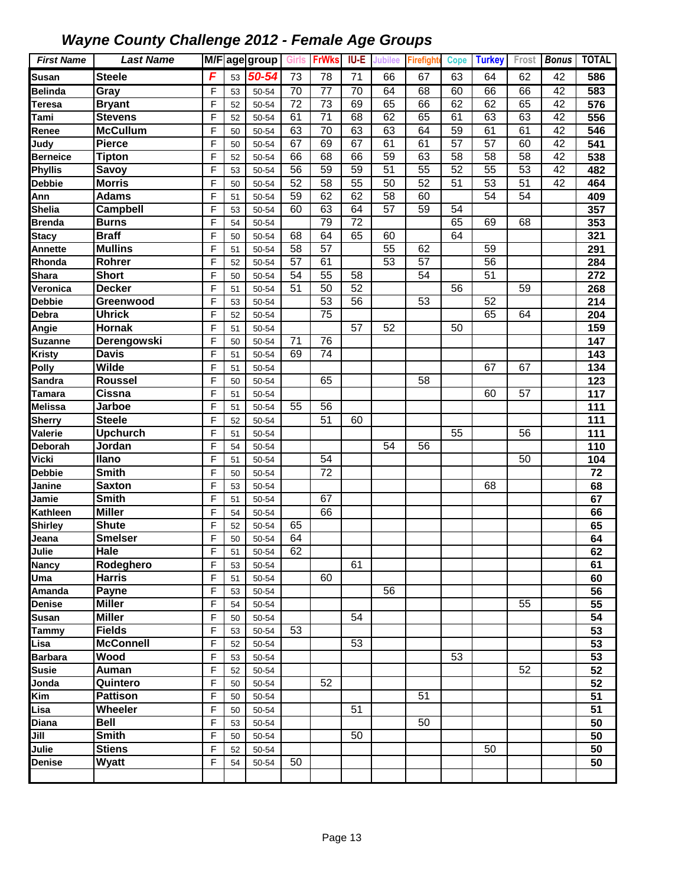# Wayne County Challenge 2012 - Female Age Groups

| First Name | Last Name | M/F | age | group | Girls | FrWks | IU-E | Jubilee | Firefight | Cope | Turkey | Frost | Bonus | TOTAL |
|---|---|---|---|---|---|---|---|---|---|---|---|---|---|---|
| Susan | Steele | F | 53 | 50-54 | 73 | 78 | 71 | 66 | 67 | 63 | 64 | 62 | 42 | 586 |
| Belinda | Gray | F | 53 | 50-54 | 70 | 77 | 70 | 64 | 68 | 60 | 66 | 66 | 42 | 583 |
| Teresa | Bryant | F | 52 | 50-54 | 72 | 73 | 69 | 65 | 66 | 62 | 62 | 65 | 42 | 576 |
| Tami | Stevens | F | 52 | 50-54 | 61 | 71 | 68 | 62 | 65 | 61 | 63 | 63 | 42 | 556 |
| Renee | McCullum | F | 50 | 50-54 | 63 | 70 | 63 | 63 | 64 | 59 | 61 | 61 | 42 | 546 |
| Judy | Pierce | F | 50 | 50-54 | 67 | 69 | 67 | 61 | 61 | 57 | 57 | 60 | 42 | 541 |
| Berneice | Tipton | F | 52 | 50-54 | 66 | 68 | 66 | 59 | 63 | 58 | 58 | 58 | 42 | 538 |
| Phyllis | Savoy | F | 53 | 50-54 | 56 | 59 | 59 | 51 | 55 | 52 | 55 | 53 | 42 | 482 |
| Debbie | Morris | F | 50 | 50-54 | 52 | 58 | 55 | 50 | 52 | 51 | 53 | 51 | 42 | 464 |
| Ann | Adams | F | 51 | 50-54 | 59 | 62 | 62 | 58 | 60 | | 54 | 54 | | 409 |
| Shelia | Campbell | F | 53 | 50-54 | 60 | 63 | 64 | 57 | 59 | 54 | | | | 357 |
| Brenda | Burns | F | 54 | 50-54 | | 79 | 72 | | | 65 | 69 | 68 | | 353 |
| Stacy | Braff | F | 50 | 50-54 | 68 | 64 | 65 | 60 | | 64 | | | | 321 |
| Annette | Mullins | F | 51 | 50-54 | 58 | 57 | | 55 | 62 | | 59 | | | 291 |
| Rhonda | Rohrer | F | 52 | 50-54 | 57 | 61 | | 53 | 57 | | 56 | | | 284 |
| Shara | Short | F | 50 | 50-54 | 54 | 55 | 58 | | 54 | | 51 | | | 272 |
| Veronica | Decker | F | 51 | 50-54 | 51 | 50 | 52 | | | 56 | | 59 | | 268 |
| Debbie | Greenwood | F | 53 | 50-54 | | 53 | 56 | | 53 | | 52 | | | 214 |
| Debra | Uhrick | F | 52 | 50-54 | | 75 | | | | | 65 | 64 | | 204 |
| Angie | Hornak | F | 51 | 50-54 | | | 57 | 52 | | 50 | | | | 159 |
| Suzanne | Derengowski | F | 50 | 50-54 | 71 | 76 | | | | | | | | 147 |
| Kristy | Davis | F | 51 | 50-54 | 69 | 74 | | | | | | | | 143 |
| Polly | Wilde | F | 51 | 50-54 | | | | | | | 67 | 67 | | 134 |
| Sandra | Roussel | F | 50 | 50-54 | | 65 | | | 58 | | | | | 123 |
| Tamara | Cissna | F | 51 | 50-54 | | | | | | | 60 | 57 | | 117 |
| Melissa | Jarboe | F | 51 | 50-54 | 55 | 56 | | | | | | | | 111 |
| Sherry | Steele | F | 52 | 50-54 | | 51 | 60 | | | | | | | 111 |
| Valerie | Upchurch | F | 51 | 50-54 | | | | | | 55 | | 56 | | 111 |
| Deborah | Jordan | F | 54 | 50-54 | | | | 54 | 56 | | | | | 110 |
| Vicki | Ilano | F | 51 | 50-54 | | 54 | | | | | | 50 | | 104 |
| Debbie | Smith | F | 50 | 50-54 | | 72 | | | | | | | | 72 |
| Janine | Saxton | F | 53 | 50-54 | | | | | | | 68 | | | 68 |
| Jamie | Smith | F | 51 | 50-54 | | 67 | | | | | | | | 67 |
| Kathleen | Miller | F | 54 | 50-54 | | 66 | | | | | | | | 66 |
| Shirley | Shute | F | 52 | 50-54 | 65 | | | | | | | | | 65 |
| Jeana | Smelser | F | 50 | 50-54 | 64 | | | | | | | | | 64 |
| Julie | Hale | F | 51 | 50-54 | 62 | | | | | | | | | 62 |
| Nancy | Rodeghero | F | 53 | 50-54 | | | 61 | | | | | | | 61 |
| Uma | Harris | F | 51 | 50-54 | | 60 | | | | | | | | 60 |
| Amanda | Payne | F | 53 | 50-54 | | | | 56 | | | | | | 56 |
| Denise | Miller | F | 54 | 50-54 | | | | | | | | 55 | | 55 |
| Susan | Miller | F | 50 | 50-54 | | | 54 | | | | | | | 54 |
| Tammy | Fields | F | 53 | 50-54 | 53 | | | | | | | | | 53 |
| Lisa | McConnell | F | 52 | 50-54 | | | 53 | | | | | | | 53 |
| Barbara | Wood | F | 53 | 50-54 | | | | | | 53 | | | | 53 |
| Susie | Auman | F | 52 | 50-54 | | | | | | | | 52 | | 52 |
| Jonda | Quintero | F | 50 | 50-54 | | 52 | | | | | | | | 52 |
| Kim | Pattison | F | 50 | 50-54 | | | | | 51 | | | | | 51 |
| Lisa | Wheeler | F | 50 | 50-54 | | | 51 | | | | | | | 51 |
| Diana | Bell | F | 53 | 50-54 | | | | | 50 | | | | | 50 |
| Jill | Smith | F | 50 | 50-54 | | | 50 | | | | | | | 50 |
| Julie | Stiens | F | 52 | 50-54 | | | | | | | 50 | | | 50 |
| Denise | Wyatt | F | 54 | 50-54 | 50 | | | | | | | | | 50 |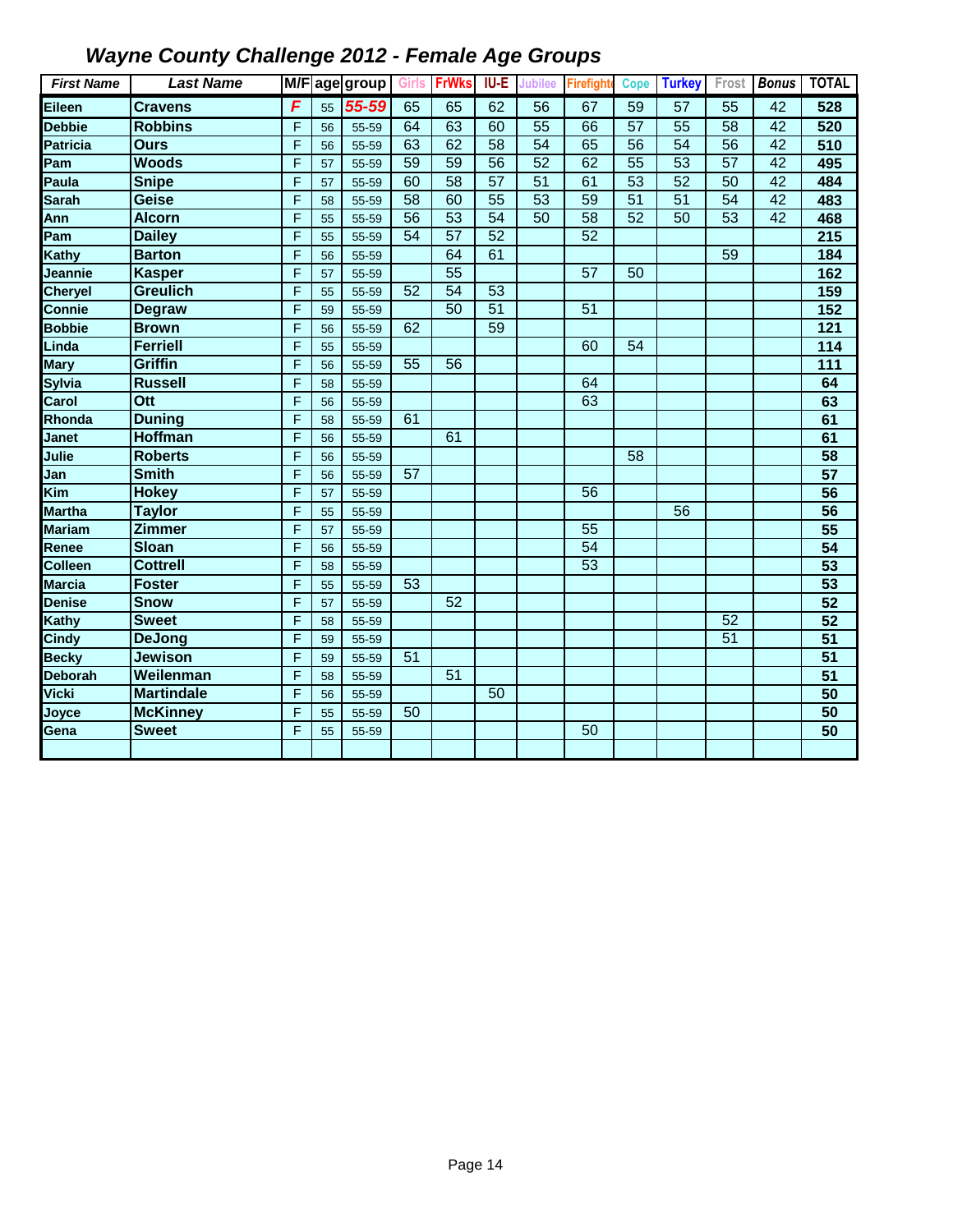# *Wayne County Challenge 2012 - Female Age Groups*

| First Name | Last Name | M/F | age | group | Girls | FrWks | IU-E | Jubilee | Firefight | Cope | Turkey | Frost | Bonus | TOTAL |
|---|---|---|---|---|---|---|---|---|---|---|---|---|---|---|
| Eileen | Cravens | F | 55 | 55-59 | 65 | 65 | 62 | 56 | 67 | 59 | 57 | 55 | 42 | 528 |
| Debbie | Robbins | F | 56 | 55-59 | 64 | 63 | 60 | 55 | 66 | 57 | 55 | 58 | 42 | 520 |
| Patricia | Ours | F | 56 | 55-59 | 63 | 62 | 58 | 54 | 65 | 56 | 54 | 56 | 42 | 510 |
| Pam | Woods | F | 57 | 55-59 | 59 | 59 | 56 | 52 | 62 | 55 | 53 | 57 | 42 | 495 |
| Paula | Snipe | F | 57 | 55-59 | 60 | 58 | 57 | 51 | 61 | 53 | 52 | 50 | 42 | 484 |
| Sarah | Geise | F | 58 | 55-59 | 58 | 60 | 55 | 53 | 59 | 51 | 51 | 54 | 42 | 483 |
| Ann | Alcorn | F | 55 | 55-59 | 56 | 53 | 54 | 50 | 58 | 52 | 50 | 53 | 42 | 468 |
| Pam | Dailey | F | 55 | 55-59 | 54 | 57 | 52 | | 52 | | | | | 215 |
| Kathy | Barton | F | 56 | 55-59 | | 64 | 61 | | | | | 59 | | 184 |
| Jeannie | Kasper | F | 57 | 55-59 | | 55 | | | 57 | 50 | | | | 162 |
| Cheryel | Greulich | F | 55 | 55-59 | 52 | 54 | 53 | | | | | | | 159 |
| Connie | Degraw | F | 59 | 55-59 | | 50 | 51 | | 51 | | | | | 152 |
| Bobbie | Brown | F | 56 | 55-59 | 62 | | 59 | | | | | | | 121 |
| Linda | Ferriell | F | 55 | 55-59 | | | | | 60 | 54 | | | | 114 |
| Mary | Griffin | F | 56 | 55-59 | 55 | 56 | | | | | | | | 111 |
| Sylvia | Russell | F | 58 | 55-59 | | | | | 64 | | | | | 64 |
| Carol | Ott | F | 56 | 55-59 | | | | | 63 | | | | | 63 |
| Rhonda | Duning | F | 58 | 55-59 | 61 | | | | | | | | | 61 |
| Janet | Hoffman | F | 56 | 55-59 | | 61 | | | | | | | | 61 |
| Julie | Roberts | F | 56 | 55-59 | | | | | | 58 | | | | 58 |
| Jan | Smith | F | 56 | 55-59 | 57 | | | | | | | | | 57 |
| Kim | Hokey | F | 57 | 55-59 | | | | | 56 | | | | | 56 |
| Martha | Taylor | F | 55 | 55-59 | | | | | | | 56 | | | 56 |
| Mariam | Zimmer | F | 57 | 55-59 | | | | | 55 | | | | | 55 |
| Renee | Sloan | F | 56 | 55-59 | | | | | 54 | | | | | 54 |
| Colleen | Cottrell | F | 58 | 55-59 | | | | | 53 | | | | | 53 |
| Marcia | Foster | F | 55 | 55-59 | 53 | | | | | | | | | 53 |
| Denise | Snow | F | 57 | 55-59 | | 52 | | | | | | | | 52 |
| Kathy | Sweet | F | 58 | 55-59 | | | | | | | | 52 | | 52 |
| Cindy | DeJong | F | 59 | 55-59 | | | | | | | | 51 | | 51 |
| Becky | Jewison | F | 59 | 55-59 | 51 | | | | | | | | | 51 |
| Deborah | Weilenman | F | 58 | 55-59 | | 51 | | | | | | | | 51 |
| Vicki | Martindale | F | 56 | 55-59 | | | 50 | | | | | | | 50 |
| Joyce | McKinney | F | 55 | 55-59 | 50 | | | | | | | | | 50 |
| Gena | Sweet | F | 55 | 55-59 | | | | | 50 | | | | | 50 |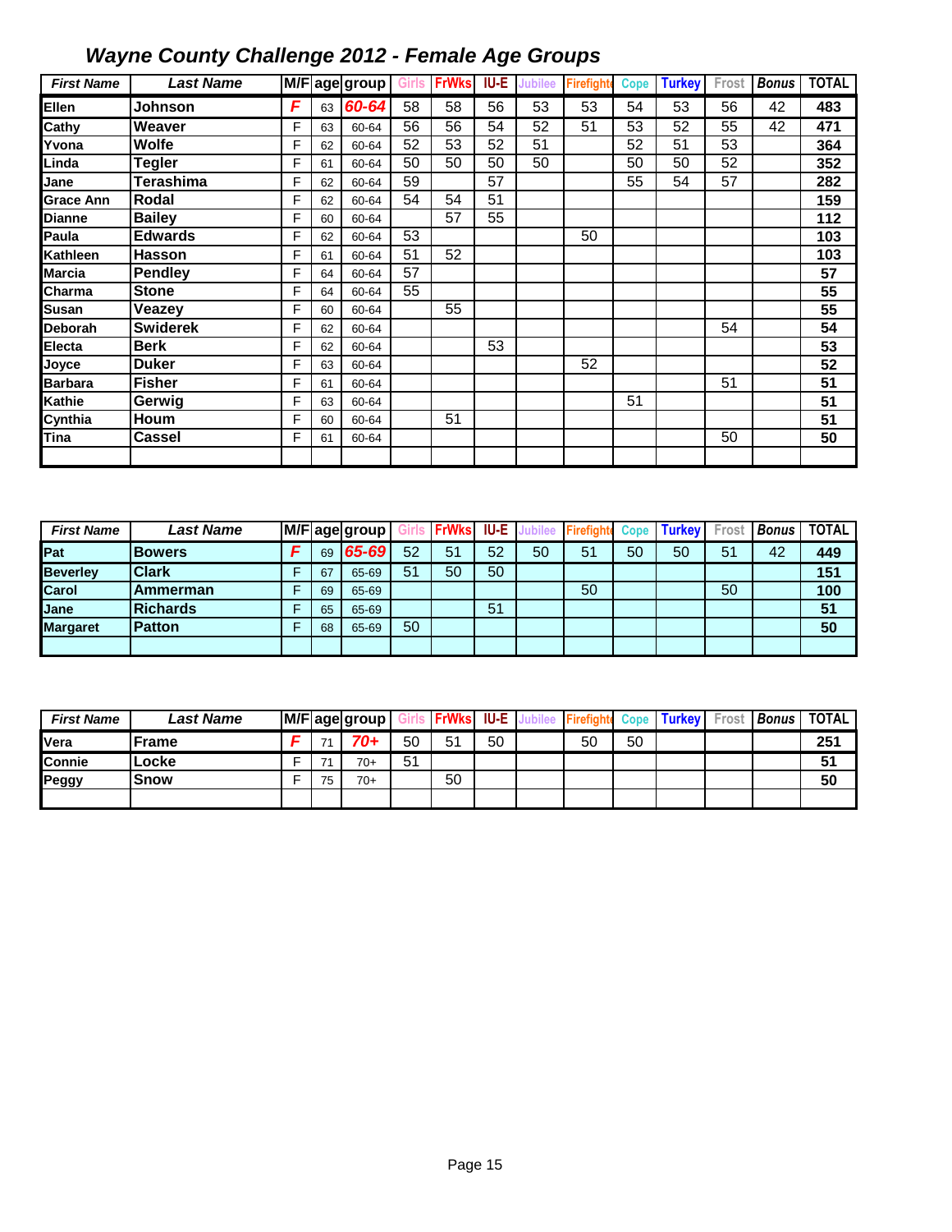# Wayne County Challenge 2012 - Female Age Groups

| First Name | Last Name | M/F | age | group | Girls | FrWks | IU-E | Jubilee | Firefighter | Cope | Turkey | Frost | Bonus | TOTAL |
|---|---|---|---|---|---|---|---|---|---|---|---|---|---|---|
| Ellen | Johnson | F | 63 | 60-64 | 58 | 58 | 56 | 53 | 53 | 54 | 53 | 56 | 42 | 483 |
| Cathy | Weaver | F | 63 | 60-64 | 56 | 56 | 54 | 52 | 51 | 53 | 52 | 55 | 42 | 471 |
| Yvona | Wolfe | F | 62 | 60-64 | 52 | 53 | 52 | 51 | | 52 | 51 | 53 | | 364 |
| Linda | Tegler | F | 61 | 60-64 | 50 | 50 | 50 | 50 | | 50 | 50 | 52 | | 352 |
| Jane | Terashima | F | 62 | 60-64 | 59 | | 57 | | | 55 | 54 | 57 | | 282 |
| Grace Ann | Rodal | F | 62 | 60-64 | 54 | 54 | 51 | | | | | | | 159 |
| Dianne | Bailey | F | 60 | 60-64 | | 57 | 55 | | | | | | | 112 |
| Paula | Edwards | F | 62 | 60-64 | 53 | | | | 50 | | | | | 103 |
| Kathleen | Hasson | F | 61 | 60-64 | 51 | 52 | | | | | | | | 103 |
| Marcia | Pendley | F | 64 | 60-64 | 57 | | | | | | | | | 57 |
| Charma | Stone | F | 64 | 60-64 | 55 | | | | | | | | | 55 |
| Susan | Veazey | F | 60 | 60-64 | | 55 | | | | | | | | 55 |
| Deborah | Swiderek | F | 62 | 60-64 | | | | | | | | 54 | | 54 |
| Electa | Berk | F | 62 | 60-64 | | | 53 | | | | | | | 53 |
| Joyce | Duker | F | 63 | 60-64 | | | | | 52 | | | | | 52 |
| Barbara | Fisher | F | 61 | 60-64 | | | | | | | | 51 | | 51 |
| Kathie | Gerwig | F | 63 | 60-64 | | | | | | 51 | | | | 51 |
| Cynthia | Houm | F | 60 | 60-64 | | 51 | | | | | | | | 51 |
| Tina | Cassel | F | 61 | 60-64 | | | | | | | | 50 | | 50 |

| First Name | Last Name | M/F | age | group | Girls | FrWks | IU-E | Jubilee | Firefighter | Cope | Turkey | Frost | Bonus | TOTAL |
|---|---|---|---|---|---|---|---|---|---|---|---|---|---|---|
| Pat | Bowers | F | 69 | 65-69 | 52 | 51 | 52 | 50 | 51 | 50 | 50 | 51 | 42 | 449 |
| Beverley | Clark | F | 67 | 65-69 | 51 | 50 | 50 | | | | | | | 151 |
| Carol | Ammerman | F | 69 | 65-69 | | | | | 50 | | | 50 | | 100 |
| Jane | Richards | F | 65 | 65-69 | | | 51 | | | | | | | 51 |
| Margaret | Patton | F | 68 | 65-69 | 50 | | | | | | | | | 50 |

| First Name | Last Name | M/F | age | group | Girls | FrWks | IU-E | Jubilee | Firefighter | Cope | Turkey | Frost | Bonus | TOTAL |
|---|---|---|---|---|---|---|---|---|---|---|---|---|---|---|
| Vera | Frame | F | 71 | 70+ | 50 | 51 | 50 | | 50 | 50 | | | | 251 |
| Connie | Locke | F | 71 | 70+ | 51 | | | | | | | | | 51 |
| Peggy | Snow | F | 75 | 70+ | | 50 | | | | | | | | 50 |